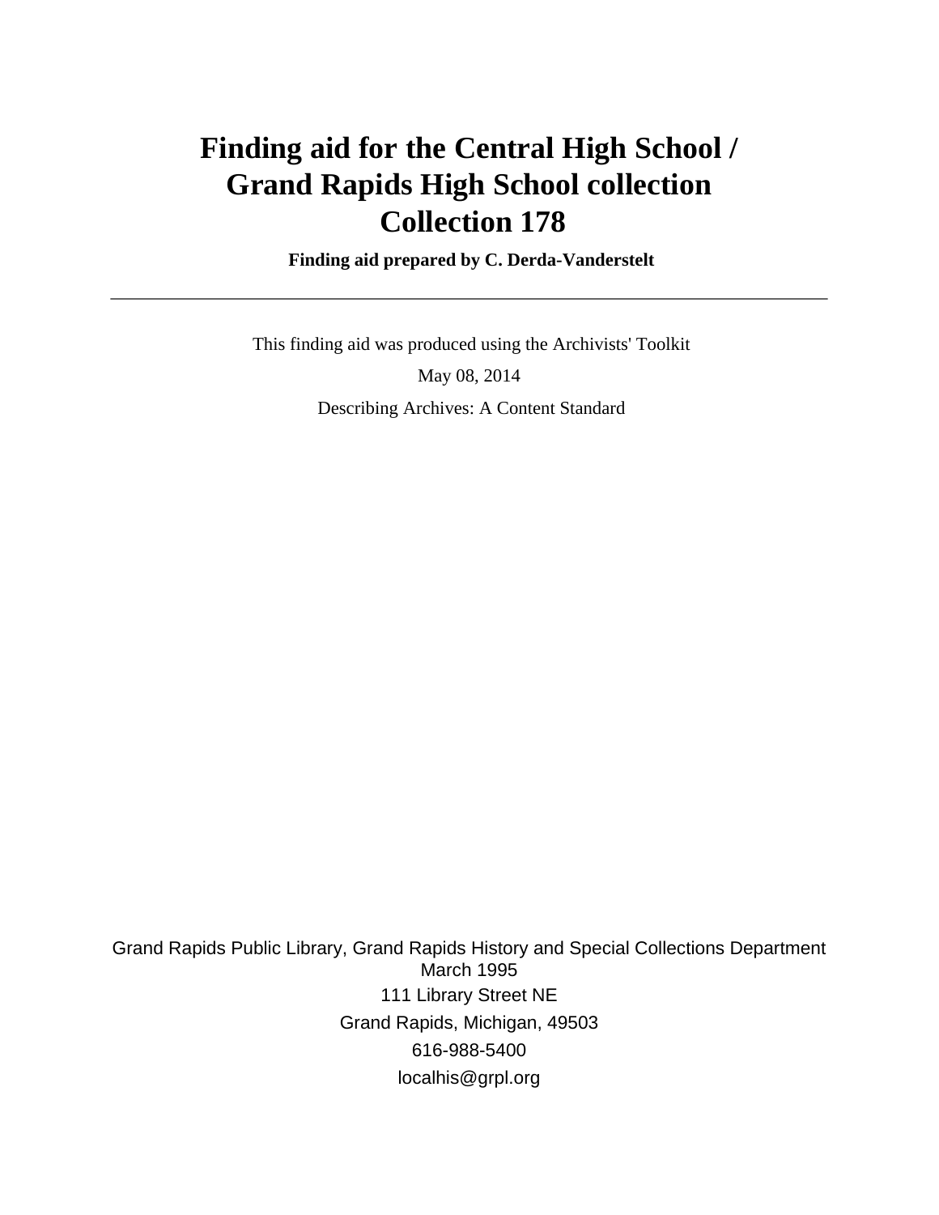# Finding aid for the Central High School / Grand Rapids High School collection
# Collection 178

**Finding aid prepared by C. Derda-Vanderstelt**

---

This finding aid was produced using the Archivists' Toolkit

May 08, 2014

Describing Archives: A Content Standard

Grand Rapids Public Library, Grand Rapids History and Special Collections Department
March 1995

111 Library Street NE

Grand Rapids, Michigan, 49503

616-988-5400

localhis@grpl.org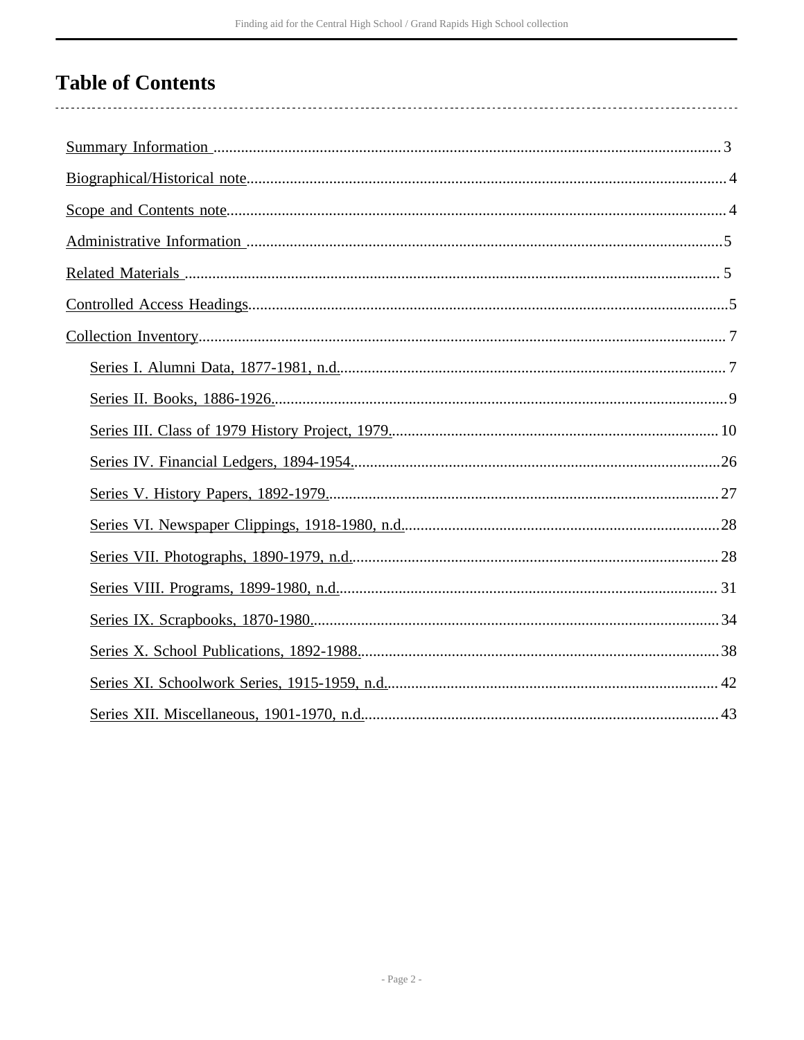# Table of Contents

- Summary Information ........ 3
- Biographical/Historical note ........ 4
- Scope and Contents note ........ 4
- Administrative Information ........ 5
- Related Materials ........ 5
- Controlled Access Headings ........ 5
- Collection Inventory ........ 7
    - Series I. Alumni Data, 1877-1981, n.d. ........ 7
    - Series II. Books, 1886-1926. ........ 9
    - Series III. Class of 1979 History Project, 1979. ........ 10
    - Series IV. Financial Ledgers, 1894-1954. ........ 26
    - Series V. History Papers, 1892-1979. ........ 27
    - Series VI. Newspaper Clippings, 1918-1980, n.d. ........ 28
    - Series VII. Photographs, 1890-1979, n.d. ........ 28
    - Series VIII. Programs, 1899-1980, n.d. ........ 31
    - Series IX. Scrapbooks, 1870-1980. ........ 34
    - Series X. School Publications, 1892-1988. ........ 38
    - Series XI. Schoolwork Series, 1915-1959, n.d. ........ 42
    - Series XII. Miscellaneous, 1901-1970, n.d. ........ 43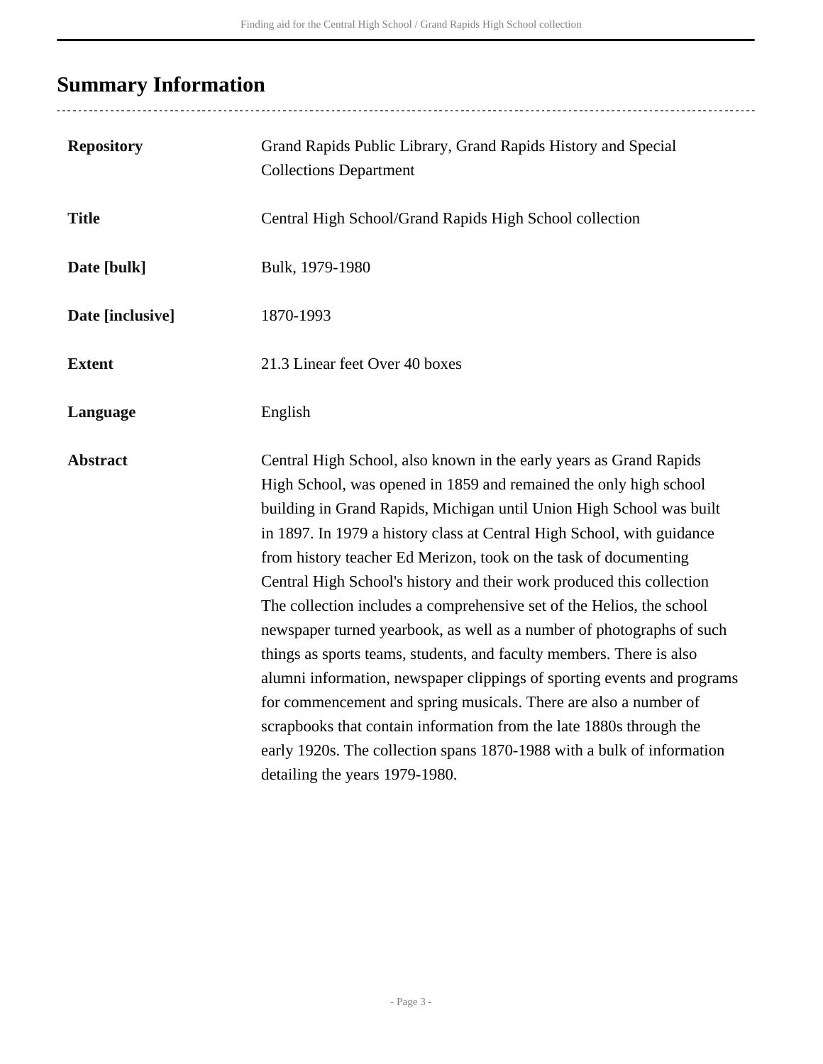## Summary Information

| | |
|---|---|
| **Repository** | Grand Rapids Public Library, Grand Rapids History and Special Collections Department |
| **Title** | Central High School/Grand Rapids High School collection |
| **Date [bulk]** | Bulk, 1979-1980 |
| **Date [inclusive]** | 1870-1993 |
| **Extent** | 21.3 Linear feet Over 40 boxes |
| **Language** | English |
| **Abstract** | Central High School, also known in the early years as Grand Rapids High School, was opened in 1859 and remained the only high school building in Grand Rapids, Michigan until Union High School was built in 1897. In 1979 a history class at Central High School, with guidance from history teacher Ed Merizon, took on the task of documenting Central High School's history and their work produced this collection The collection includes a comprehensive set of the Helios, the school newspaper turned yearbook, as well as a number of photographs of such things as sports teams, students, and faculty members. There is also alumni information, newspaper clippings of sporting events and programs for commencement and spring musicals. There are also a number of scrapbooks that contain information from the late 1880s through the early 1920s. The collection spans 1870-1988 with a bulk of information detailing the years 1979-1980. |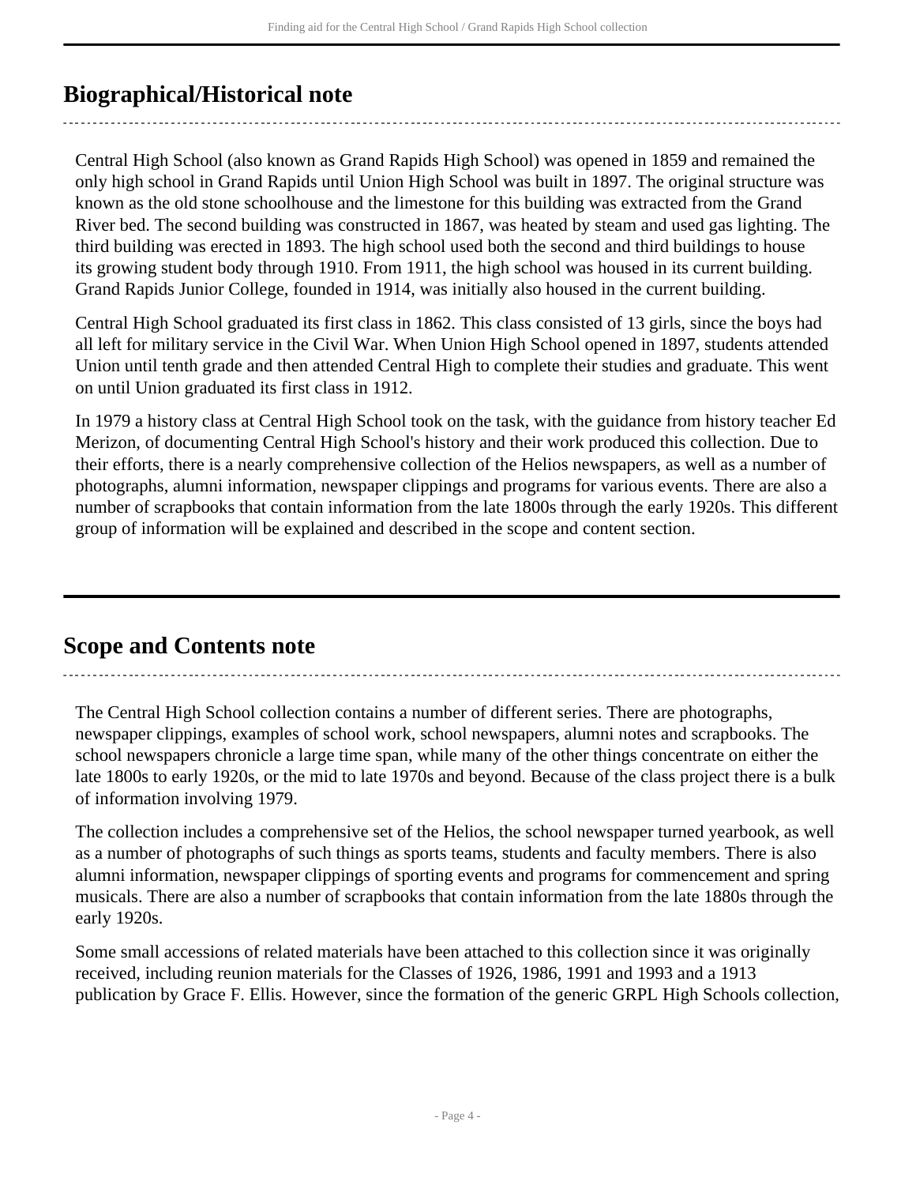## Biographical/Historical note

Central High School (also known as Grand Rapids High School) was opened in 1859 and remained the only high school in Grand Rapids until Union High School was built in 1897. The original structure was known as the old stone schoolhouse and the limestone for this building was extracted from the Grand River bed. The second building was constructed in 1867, was heated by steam and used gas lighting. The third building was erected in 1893. The high school used both the second and third buildings to house its growing student body through 1910. From 1911, the high school was housed in its current building. Grand Rapids Junior College, founded in 1914, was initially also housed in the current building.

Central High School graduated its first class in 1862. This class consisted of 13 girls, since the boys had all left for military service in the Civil War. When Union High School opened in 1897, students attended Union until tenth grade and then attended Central High to complete their studies and graduate. This went on until Union graduated its first class in 1912.

In 1979 a history class at Central High School took on the task, with the guidance from history teacher Ed Merizon, of documenting Central High School's history and their work produced this collection. Due to their efforts, there is a nearly comprehensive collection of the Helios newspapers, as well as a number of photographs, alumni information, newspaper clippings and programs for various events. There are also a number of scrapbooks that contain information from the late 1800s through the early 1920s. This different group of information will be explained and described in the scope and content section.

## Scope and Contents note

The Central High School collection contains a number of different series. There are photographs, newspaper clippings, examples of school work, school newspapers, alumni notes and scrapbooks. The school newspapers chronicle a large time span, while many of the other things concentrate on either the late 1800s to early 1920s, or the mid to late 1970s and beyond. Because of the class project there is a bulk of information involving 1979.

The collection includes a comprehensive set of the Helios, the school newspaper turned yearbook, as well as a number of photographs of such things as sports teams, students and faculty members. There is also alumni information, newspaper clippings of sporting events and programs for commencement and spring musicals. There are also a number of scrapbooks that contain information from the late 1880s through the early 1920s.

Some small accessions of related materials have been attached to this collection since it was originally received, including reunion materials for the Classes of 1926, 1986, 1991 and 1993 and a 1913 publication by Grace F. Ellis. However, since the formation of the generic GRPL High Schools collection,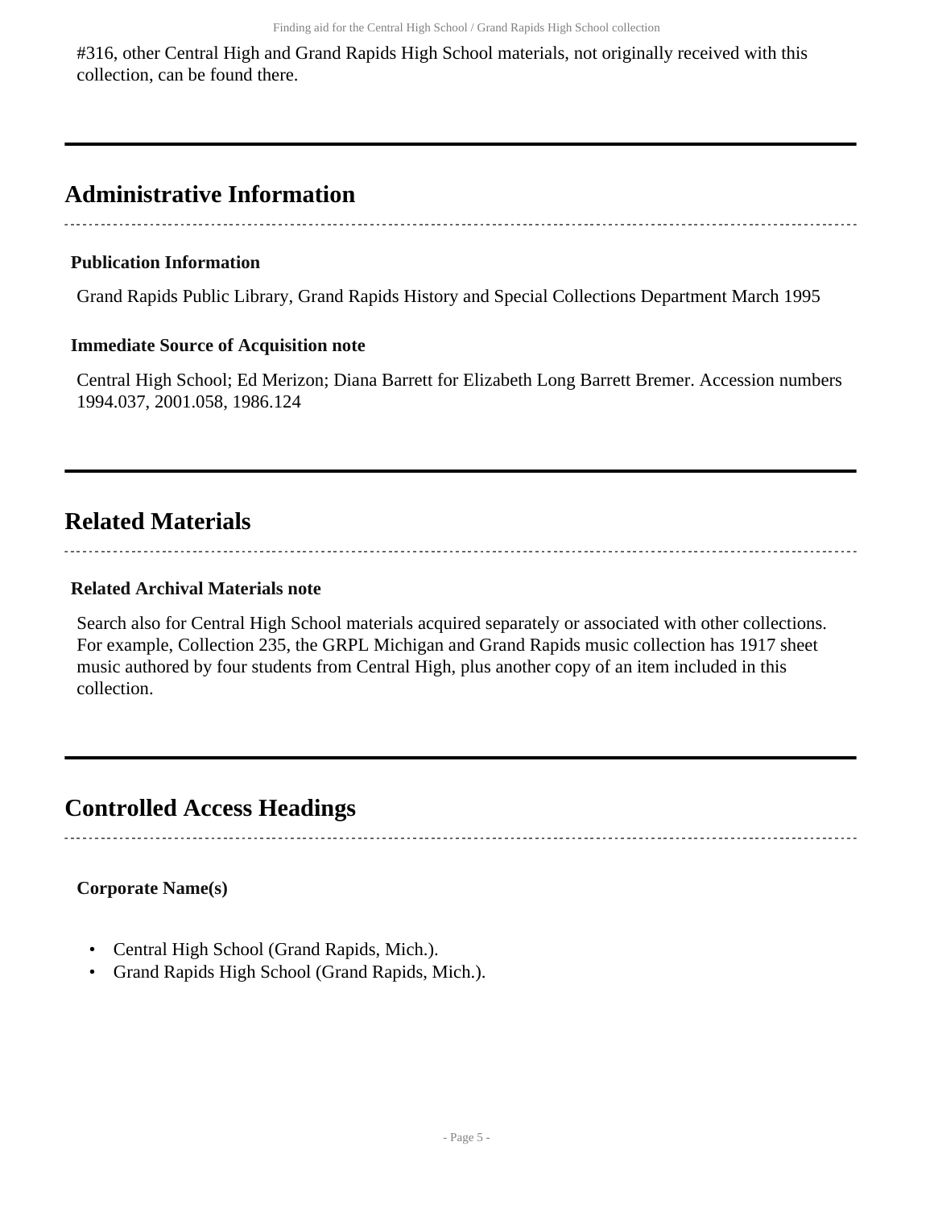#316, other Central High and Grand Rapids High School materials, not originally received with this collection, can be found there.

## Administrative Information

### Publication Information

Grand Rapids Public Library, Grand Rapids History and Special Collections Department March 1995

### Immediate Source of Acquisition note

Central High School; Ed Merizon; Diana Barrett for Elizabeth Long Barrett Bremer. Accession numbers 1994.037, 2001.058, 1986.124

## Related Materials

### Related Archival Materials note

Search also for Central High School materials acquired separately or associated with other collections. For example, Collection 235, the GRPL Michigan and Grand Rapids music collection has 1917 sheet music authored by four students from Central High, plus another copy of an item included in this collection.

## Controlled Access Headings

**Corporate Name(s)**

- Central High School (Grand Rapids, Mich.).
- Grand Rapids High School (Grand Rapids, Mich.).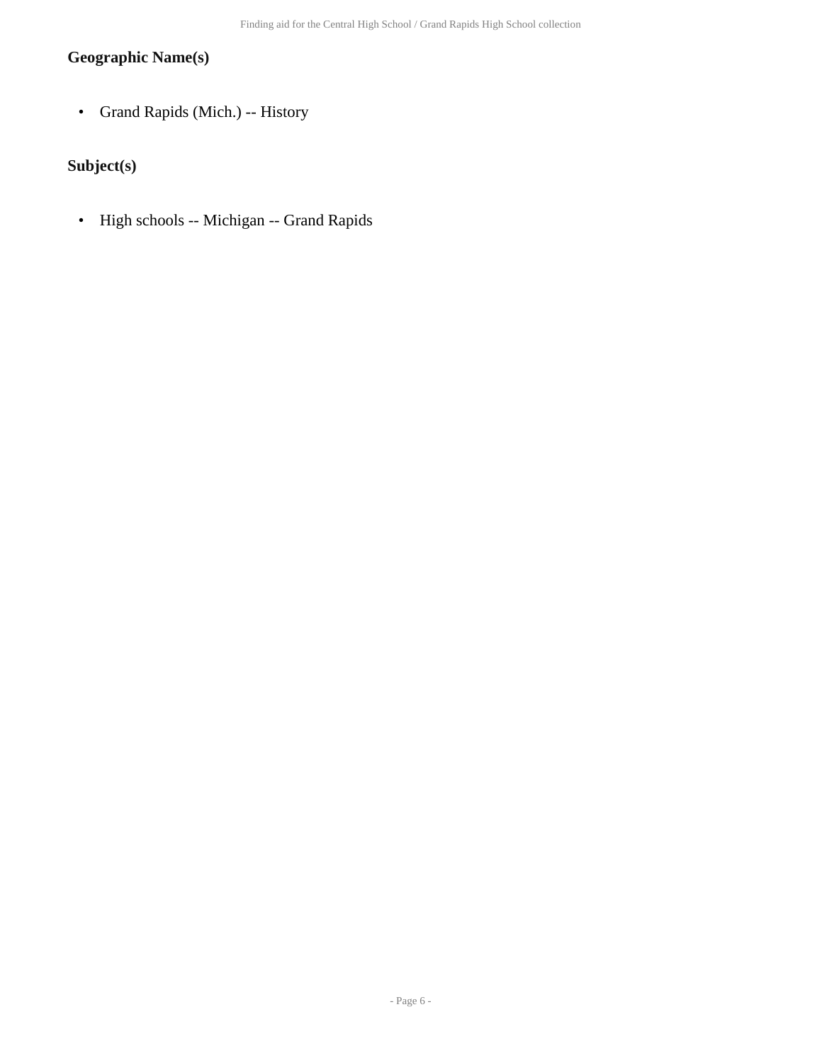### Geographic Name(s)

- Grand Rapids (Mich.) -- History

### Subject(s)

- High schools -- Michigan -- Grand Rapids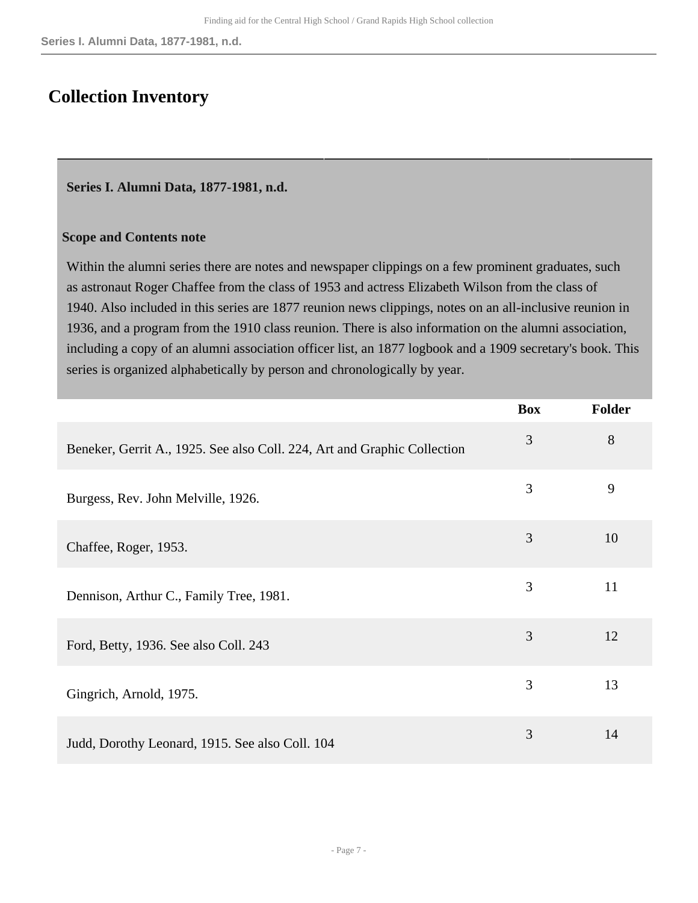## Collection Inventory

### Series I. Alumni Data, 1877-1981, n.d.

**Scope and Contents note**

Within the alumni series there are notes and newspaper clippings on a few prominent graduates, such as astronaut Roger Chaffee from the class of 1953 and actress Elizabeth Wilson from the class of 1940. Also included in this series are 1877 reunion news clippings, notes on an all-inclusive reunion in 1936, and a program from the 1910 class reunion. There is also information on the alumni association, including a copy of an alumni association officer list, an 1877 logbook and a 1909 secretary's book. This series is organized alphabetically by person and chronologically by year.

| | Box | Folder |
|---|---|---|
| Beneker, Gerrit A., 1925. See also Coll. 224, Art and Graphic Collection | 3 | 8 |
| Burgess, Rev. John Melville, 1926. | 3 | 9 |
| Chaffee, Roger, 1953. | 3 | 10 |
| Dennison, Arthur C., Family Tree, 1981. | 3 | 11 |
| Ford, Betty, 1936. See also Coll. 243 | 3 | 12 |
| Gingrich, Arnold, 1975. | 3 | 13 |
| Judd, Dorothy Leonard, 1915. See also Coll. 104 | 3 | 14 |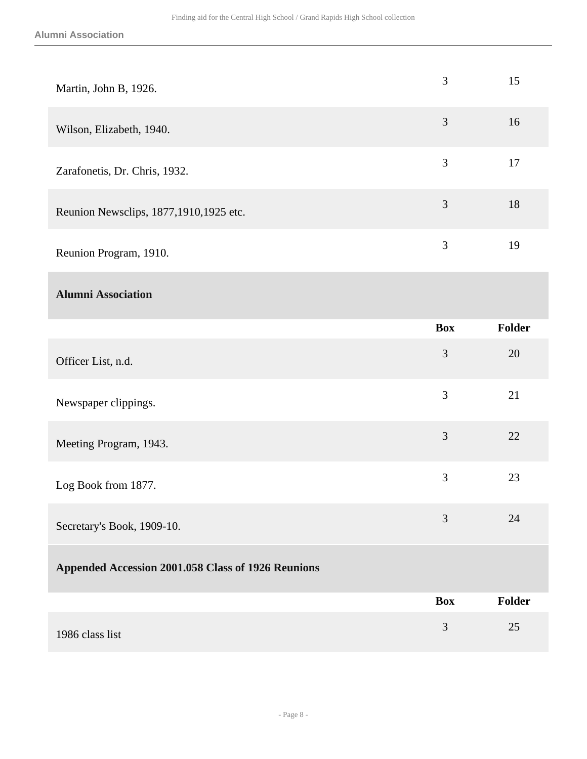| | Box | Folder |
|---|---|---|
| Martin, John B, 1926. | 3 | 15 |
| Wilson, Elizabeth, 1940. | 3 | 16 |
| Zarafonetis, Dr. Chris, 1932. | 3 | 17 |
| Reunion Newsclips, 1877,1910,1925 etc. | 3 | 18 |
| Reunion Program, 1910. | 3 | 19 |

**Alumni Association**

| | Box | Folder |
|---|---|---|
| Officer List, n.d. | 3 | 20 |
| Newspaper clippings. | 3 | 21 |
| Meeting Program, 1943. | 3 | 22 |
| Log Book from 1877. | 3 | 23 |
| Secretary's Book, 1909-10. | 3 | 24 |

**Appended Accession 2001.058 Class of 1926 Reunions**

| | Box | Folder |
|---|---|---|
| 1986 class list | 3 | 25 |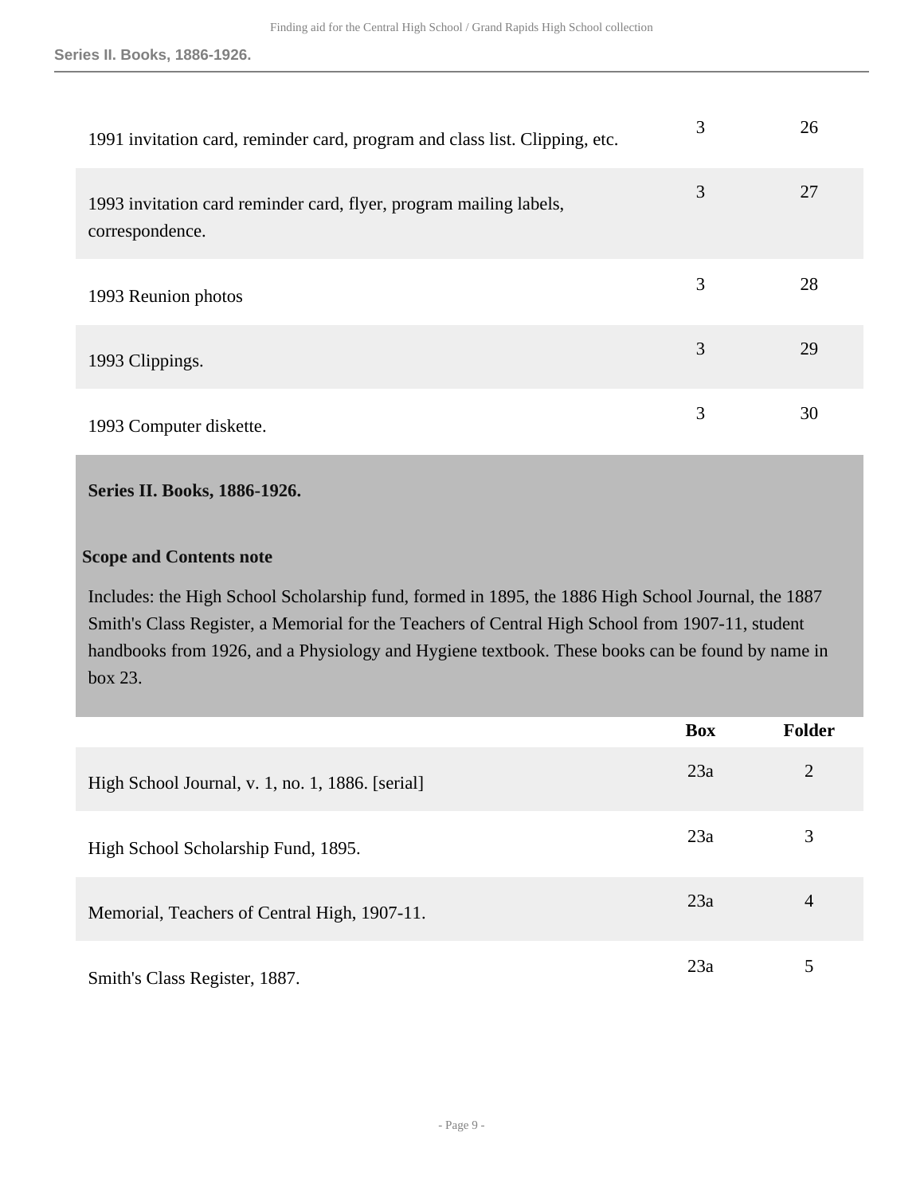| | | |
|---|---|---|
| 1991 invitation card, reminder card, program and class list. Clipping, etc. | 3 | 26 |
| 1993 invitation card reminder card, flyer, program mailing labels, correspondence. | 3 | 27 |
| 1993 Reunion photos | 3 | 28 |
| 1993 Clippings. | 3 | 29 |
| 1993 Computer diskette. | 3 | 30 |

## Series II. Books, 1886-1926.

### Scope and Contents note

Includes: the High School Scholarship fund, formed in 1895, the 1886 High School Journal, the 1887 Smith's Class Register, a Memorial for the Teachers of Central High School from 1907-11, student handbooks from 1926, and a Physiology and Hygiene textbook. These books can be found by name in box 23.

| | Box | Folder |
|---|---|---|
| High School Journal, v. 1, no. 1, 1886. [serial] | 23a | 2 |
| High School Scholarship Fund, 1895. | 23a | 3 |
| Memorial, Teachers of Central High, 1907-11. | 23a | 4 |
| Smith's Class Register, 1887. | 23a | 5 |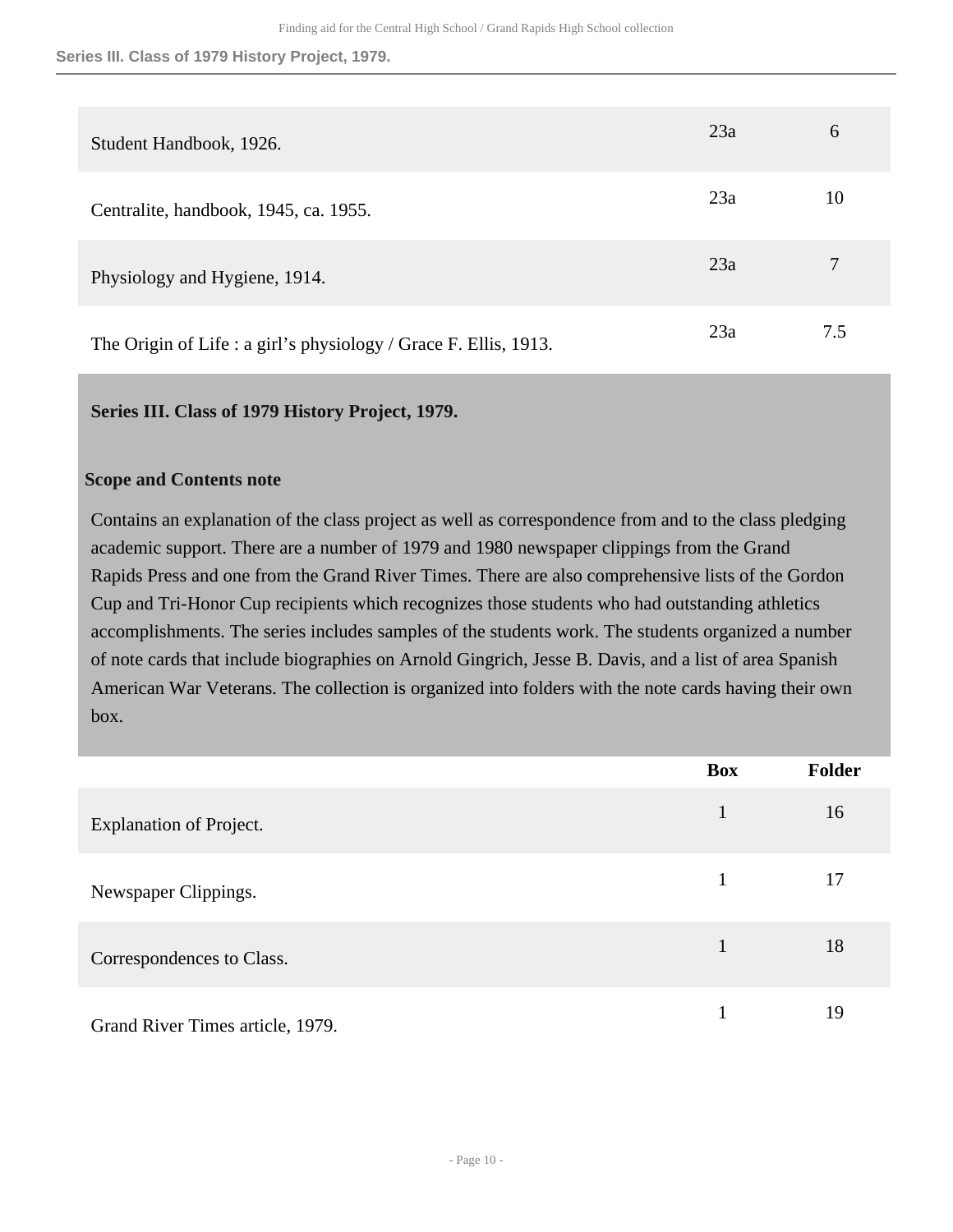| | | |
|---|---|---|
| Student Handbook, 1926. | 23a | 6 |
| Centralite, handbook, 1945, ca. 1955. | 23a | 10 |
| Physiology and Hygiene, 1914. | 23a | 7 |
| The Origin of Life : a girl's physiology / Grace F. Ellis, 1913. | 23a | 7.5 |

## Series III. Class of 1979 History Project, 1979.

### Scope and Contents note

Contains an explanation of the class project as well as correspondence from and to the class pledging academic support. There are a number of 1979 and 1980 newspaper clippings from the Grand Rapids Press and one from the Grand River Times. There are also comprehensive lists of the Gordon Cup and Tri-Honor Cup recipients which recognizes those students who had outstanding athletics accomplishments. The series includes samples of the students work. The students organized a number of note cards that include biographies on Arnold Gingrich, Jesse B. Davis, and a list of area Spanish American War Veterans. The collection is organized into folders with the note cards having their own box.

| | Box | Folder |
|---|---|---|
| Explanation of Project. | 1 | 16 |
| Newspaper Clippings. | 1 | 17 |
| Correspondences to Class. | 1 | 18 |
| Grand River Times article, 1979. | 1 | 19 |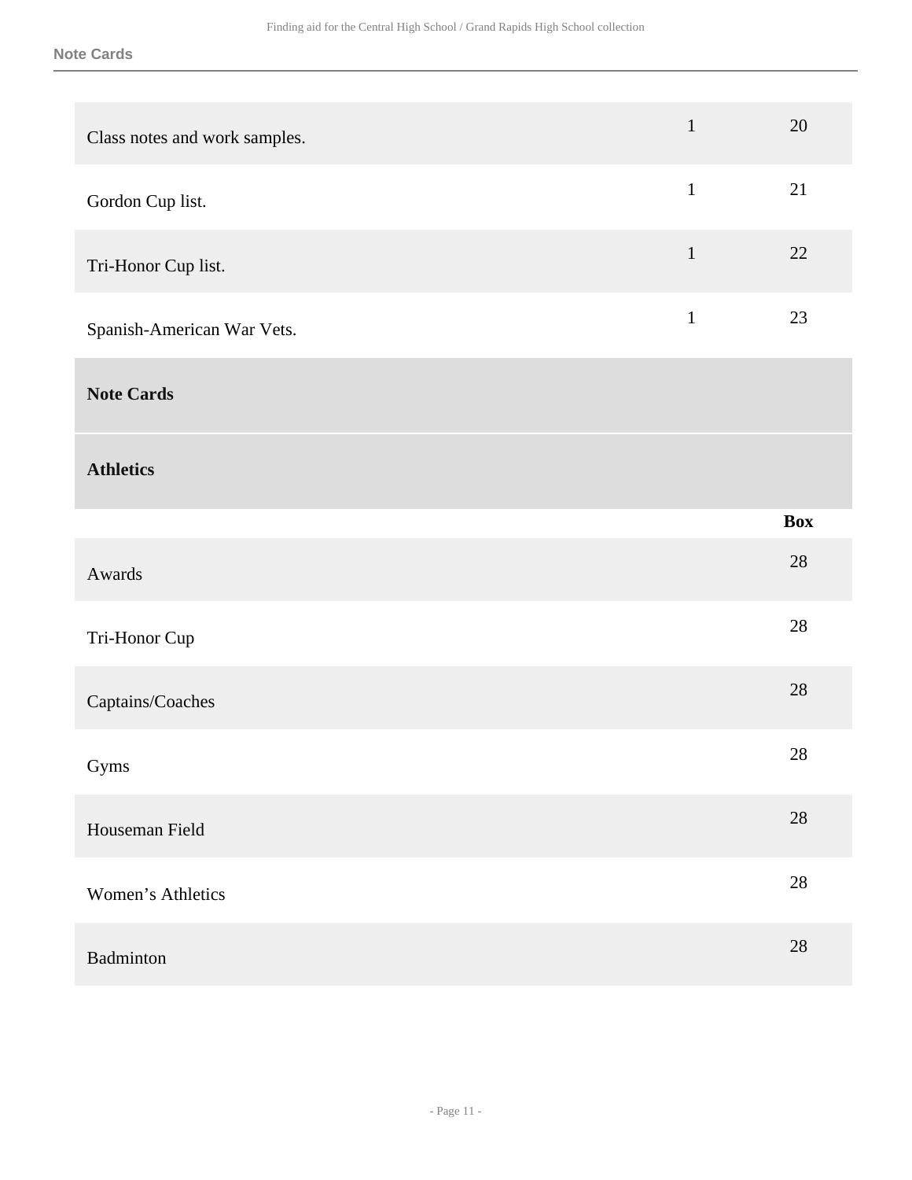| | | |
|---|---|---|
| Class notes and work samples. | 1 | 20 |
| Gordon Cup list. | 1 | 21 |
| Tri-Honor Cup list. | 1 | 22 |
| Spanish-American War Vets. | 1 | 23 |

## Note Cards

### Athletics

| | Box |
|---|---|
| Awards | 28 |
| Tri-Honor Cup | 28 |
| Captains/Coaches | 28 |
| Gyms | 28 |
| Houseman Field | 28 |
| Women's Athletics | 28 |
| Badminton | 28 |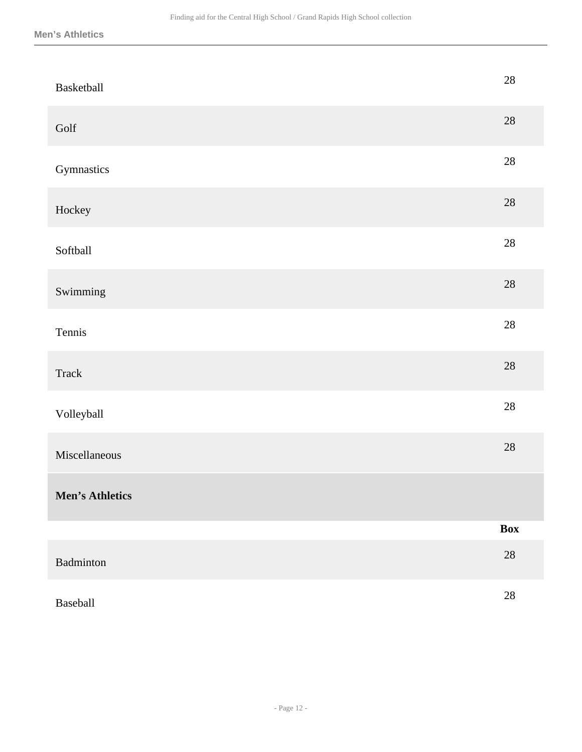| | |
|---|---|
| Basketball | 28 |
| Golf | 28 |
| Gymnastics | 28 |
| Hockey | 28 |
| Softball | 28 |
| Swimming | 28 |
| Tennis | 28 |
| Track | 28 |
| Volleyball | 28 |
| Miscellaneous | 28 |

**Men’s Athletics**

| | **Box** |
|---|---|
| Badminton | 28 |
| Baseball | 28 |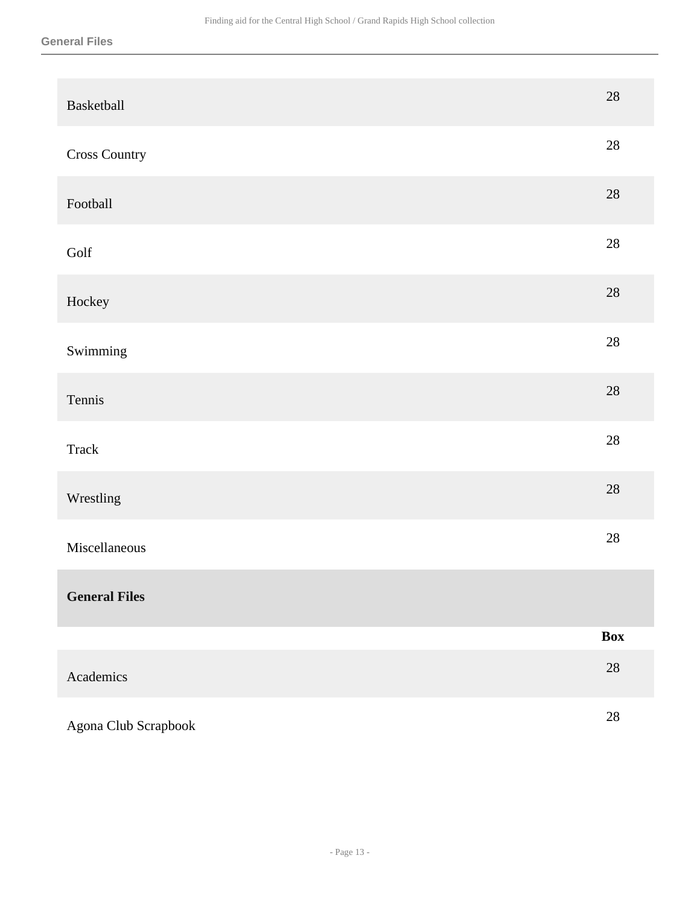| | |
|---|---|
| Basketball | 28 |
| Cross Country | 28 |
| Football | 28 |
| Golf | 28 |
| Hockey | 28 |
| Swimming | 28 |
| Tennis | 28 |
| Track | 28 |
| Wrestling | 28 |
| Miscellaneous | 28 |

## General Files

| | Box |
|---|---|
| Academics | 28 |
| Agona Club Scrapbook | 28 |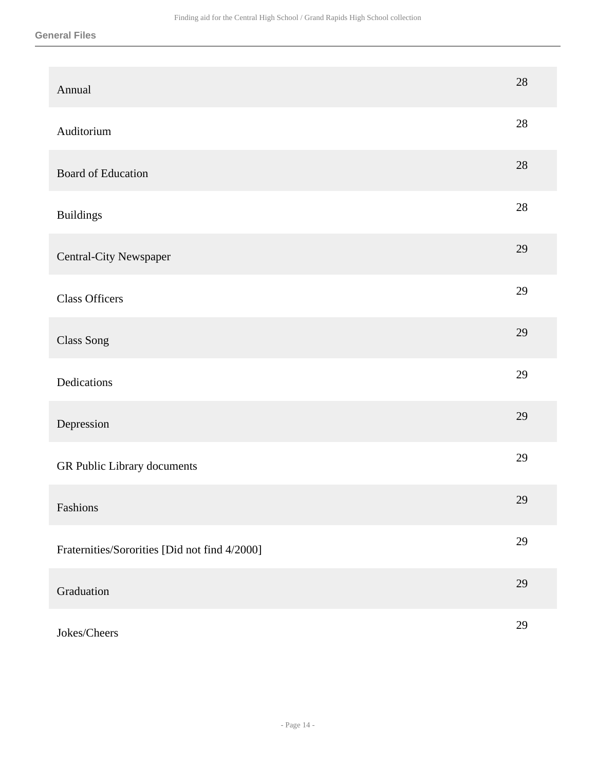## General Files

| | |
|---|---|
| Annual | 28 |
| Auditorium | 28 |
| Board of Education | 28 |
| Buildings | 28 |
| Central-City Newspaper | 29 |
| Class Officers | 29 |
| Class Song | 29 |
| Dedications | 29 |
| Depression | 29 |
| GR Public Library documents | 29 |
| Fashions | 29 |
| Fraternities/Sororities [Did not find 4/2000] | 29 |
| Graduation | 29 |
| Jokes/Cheers | 29 |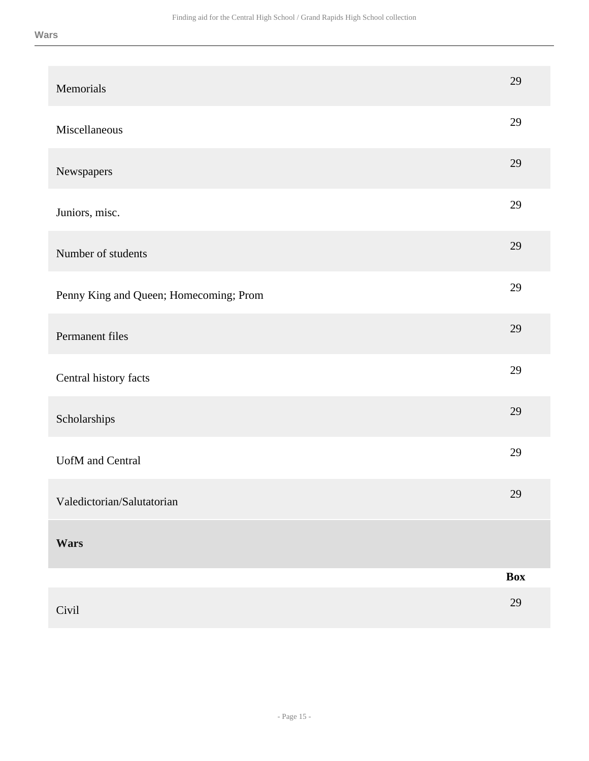| | |
|---|---|
| Memorials | 29 |
| Miscellaneous | 29 |
| Newspapers | 29 |
| Juniors, misc. | 29 |
| Number of students | 29 |
| Penny King and Queen; Homecoming; Prom | 29 |
| Permanent files | 29 |
| Central history facts | 29 |
| Scholarships | 29 |
| UofM and Central | 29 |
| Valedictorian/Salutatorian | 29 |

## Wars

| | Box |
|---|---|
| Civil | 29 |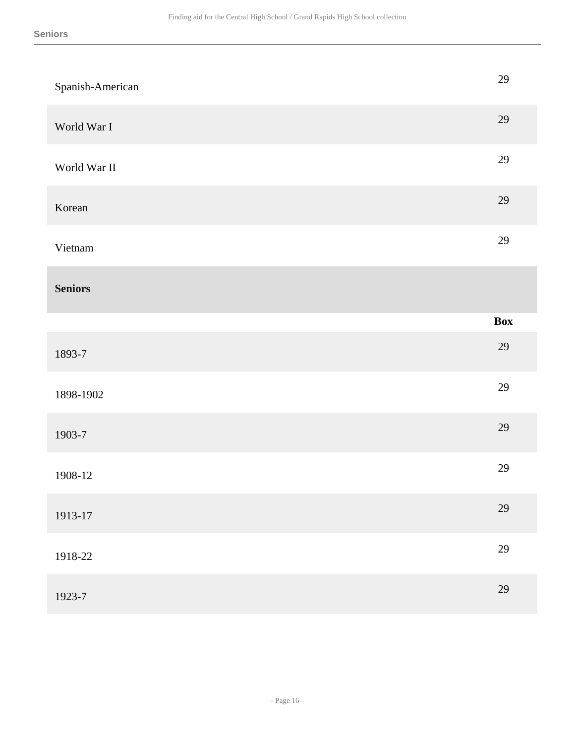| | |
|---|---|
| Spanish-American | 29 |
| World War I | 29 |
| World War II | 29 |
| Korean | 29 |
| Vietnam | 29 |

## Seniors

| | Box |
|---|---|
| 1893-7 | 29 |
| 1898-1902 | 29 |
| 1903-7 | 29 |
| 1908-12 | 29 |
| 1913-17 | 29 |
| 1918-22 | 29 |
| 1923-7 | 29 |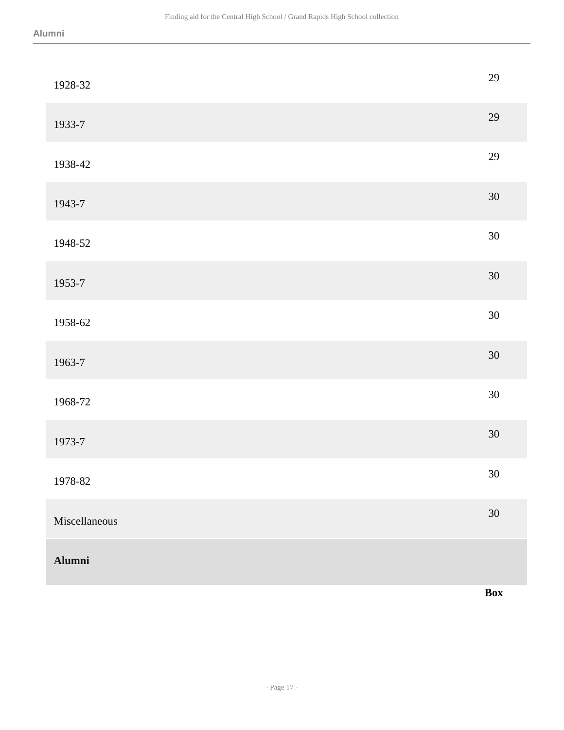| | |
|---|---|
| 1928-32 | 29 |
| 1933-7 | 29 |
| 1938-42 | 29 |
| 1943-7 | 30 |
| 1948-52 | 30 |
| 1953-7 | 30 |
| 1958-62 | 30 |
| 1963-7 | 30 |
| 1968-72 | 30 |
| 1973-7 | 30 |
| 1978-82 | 30 |
| Miscellaneous | 30 |

| **Alumni** | |
|---|---|
| | **Box** |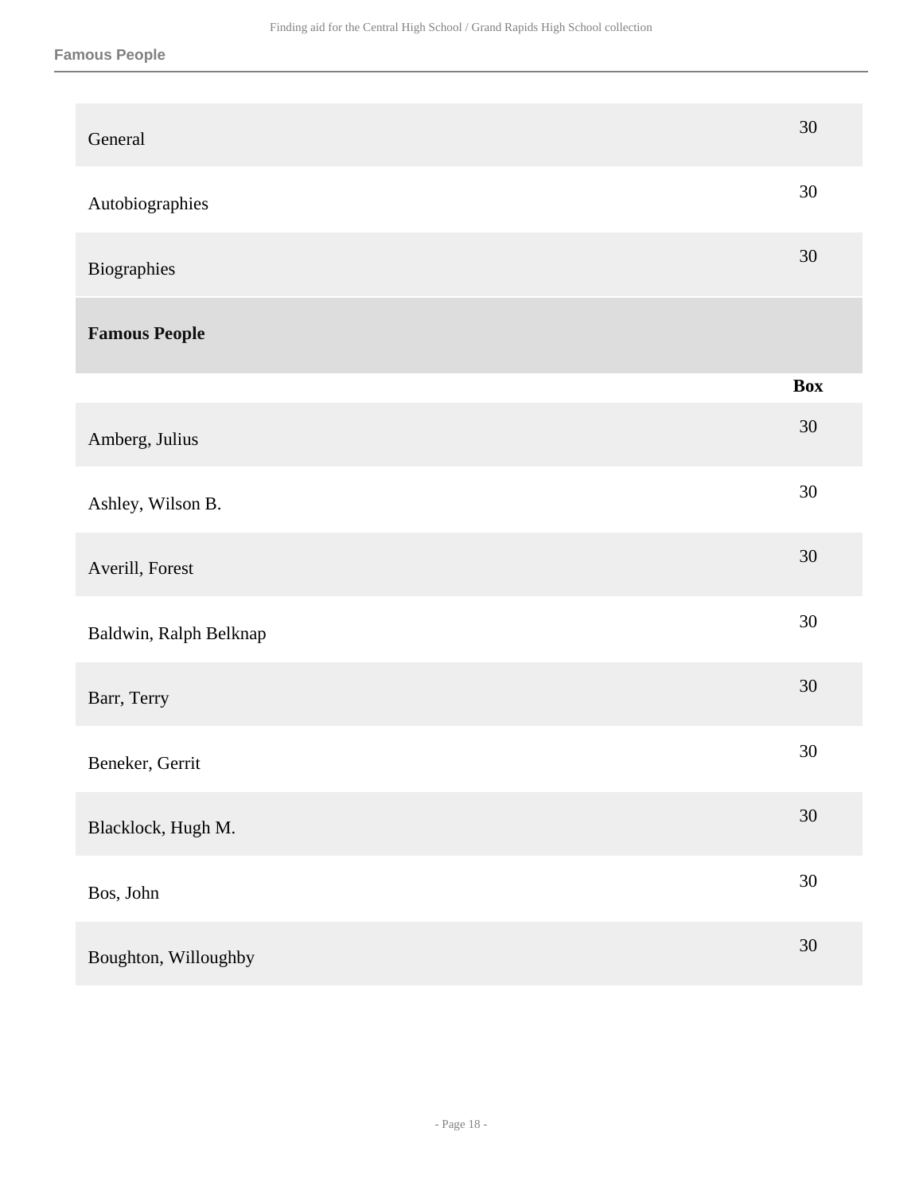| | |
|---|---|
| General | 30 |
| Autobiographies | 30 |
| Biographies | 30 |

## Famous People

| | Box |
|---|---|
| Amberg, Julius | 30 |
| Ashley, Wilson B. | 30 |
| Averill, Forest | 30 |
| Baldwin, Ralph Belknap | 30 |
| Barr, Terry | 30 |
| Beneker, Gerrit | 30 |
| Blacklock, Hugh M. | 30 |
| Bos, John | 30 |
| Boughton, Willoughby | 30 |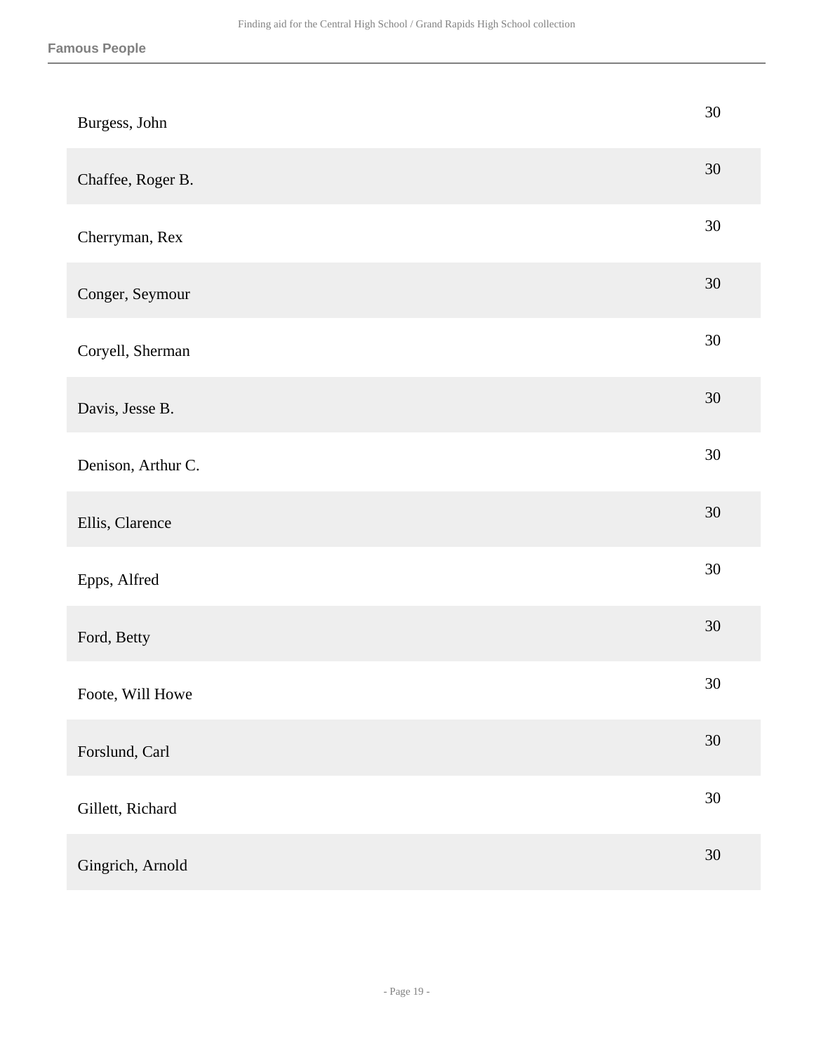**Famous People**

| | |
|---|---|
| Burgess, John | 30 |
| Chaffee, Roger B. | 30 |
| Cherryman, Rex | 30 |
| Conger, Seymour | 30 |
| Coryell, Sherman | 30 |
| Davis, Jesse B. | 30 |
| Denison, Arthur C. | 30 |
| Ellis, Clarence | 30 |
| Epps, Alfred | 30 |
| Ford, Betty | 30 |
| Foote, Will Howe | 30 |
| Forslund, Carl | 30 |
| Gillett, Richard | 30 |
| Gingrich, Arnold | 30 |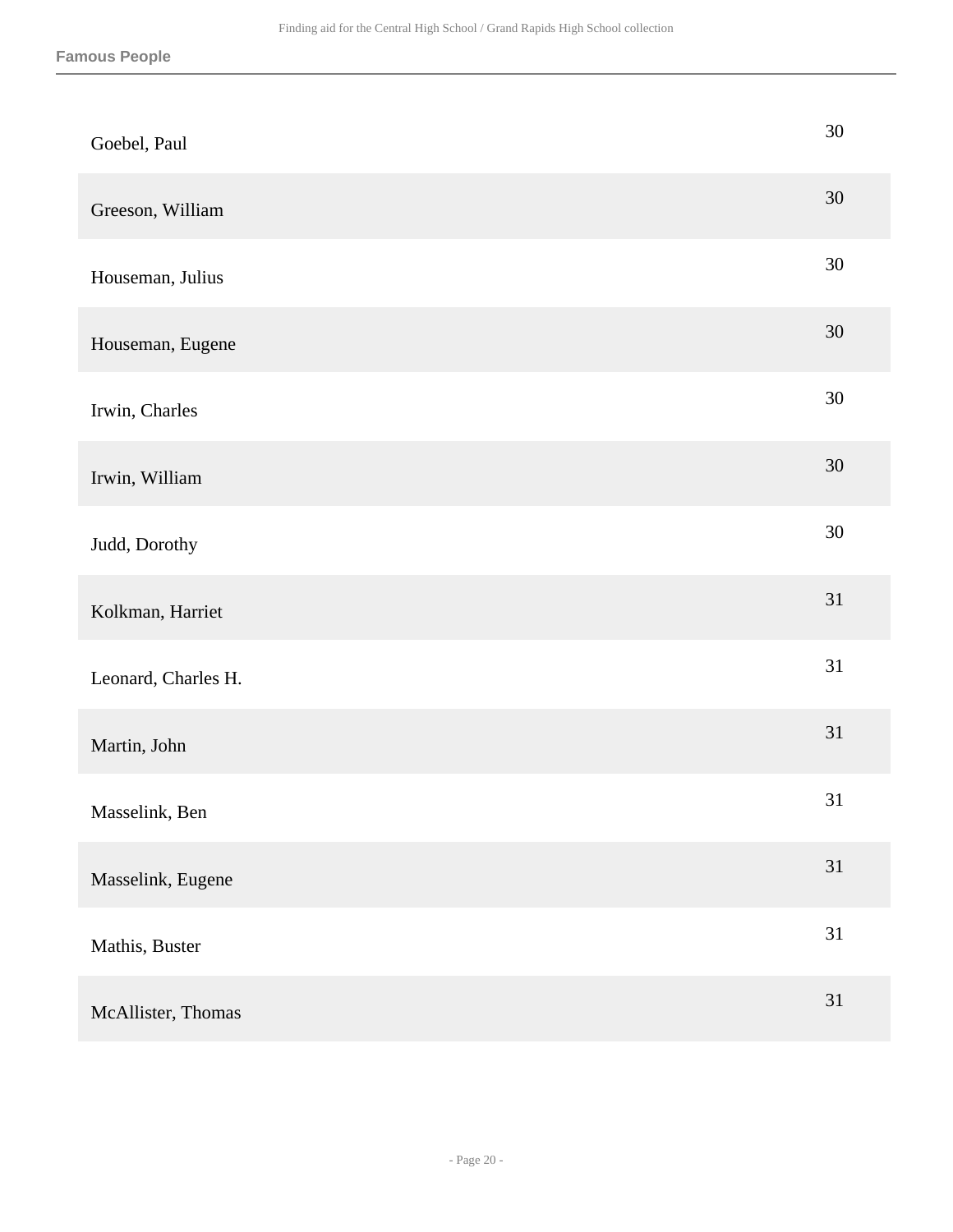**Famous People**

| | |
|---|---|
| Goebel, Paul | 30 |
| Greeson, William | 30 |
| Houseman, Julius | 30 |
| Houseman, Eugene | 30 |
| Irwin, Charles | 30 |
| Irwin, William | 30 |
| Judd, Dorothy | 30 |
| Kolkman, Harriet | 31 |
| Leonard, Charles H. | 31 |
| Martin, John | 31 |
| Masselink, Ben | 31 |
| Masselink, Eugene | 31 |
| Mathis, Buster | 31 |
| McAllister, Thomas | 31 |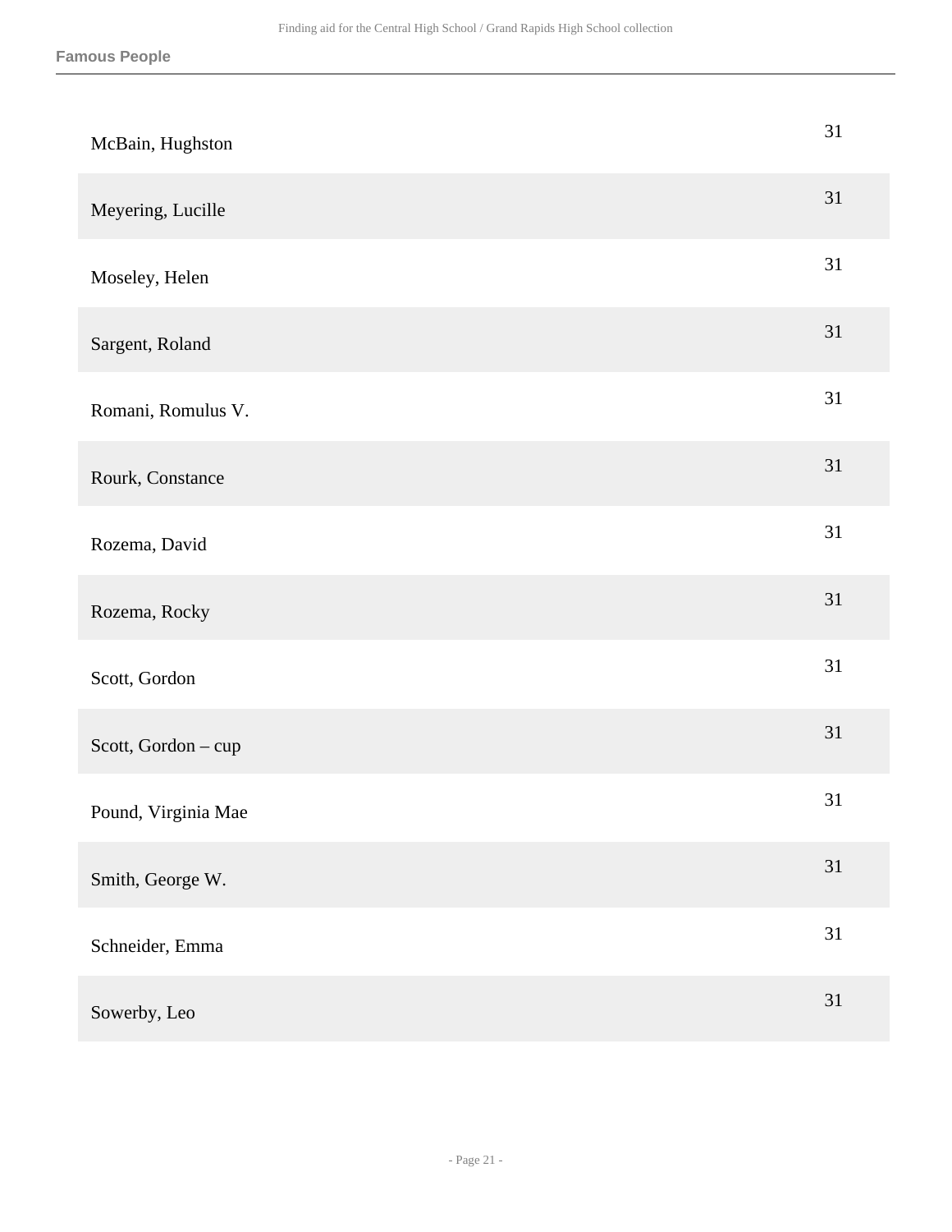| | |
|---|---|
| McBain, Hughston | 31 |
| Meyering, Lucille | 31 |
| Moseley, Helen | 31 |
| Sargent, Roland | 31 |
| Romani, Romulus V. | 31 |
| Rourk, Constance | 31 |
| Rozema, David | 31 |
| Rozema, Rocky | 31 |
| Scott, Gordon | 31 |
| Scott, Gordon – cup | 31 |
| Pound, Virginia Mae | 31 |
| Smith, George W. | 31 |
| Schneider, Emma | 31 |
| Sowerby, Leo | 31 |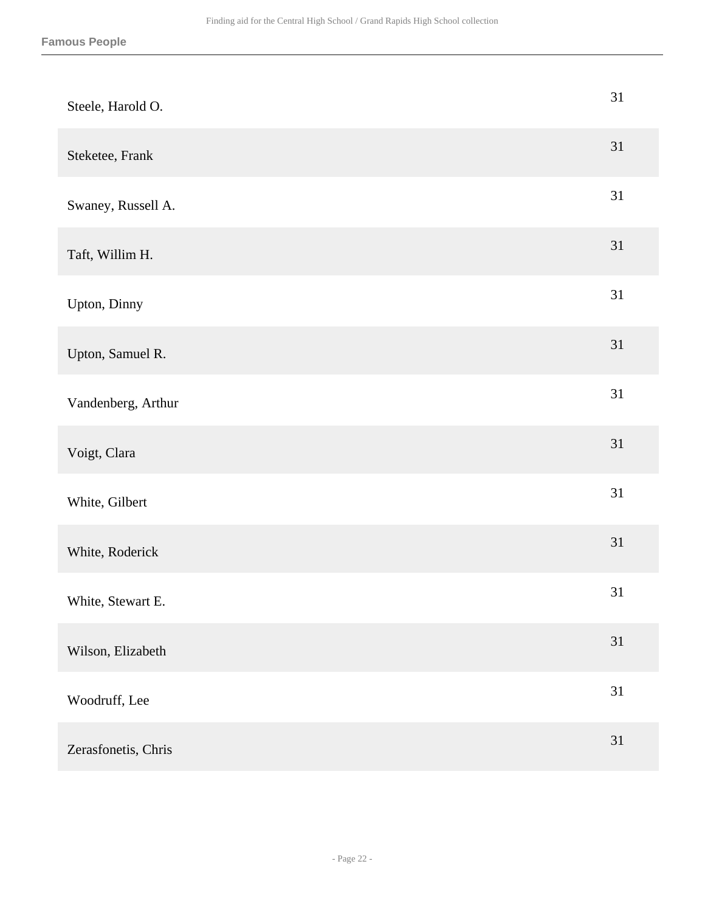| | |
|---|---|
| Steele, Harold O. | 31 |
| Steketee, Frank | 31 |
| Swaney, Russell A. | 31 |
| Taft, Willim H. | 31 |
| Upton, Dinny | 31 |
| Upton, Samuel R. | 31 |
| Vandenberg, Arthur | 31 |
| Voigt, Clara | 31 |
| White, Gilbert | 31 |
| White, Roderick | 31 |
| White, Stewart E. | 31 |
| Wilson, Elizabeth | 31 |
| Woodruff, Lee | 31 |
| Zerasfonetis, Chris | 31 |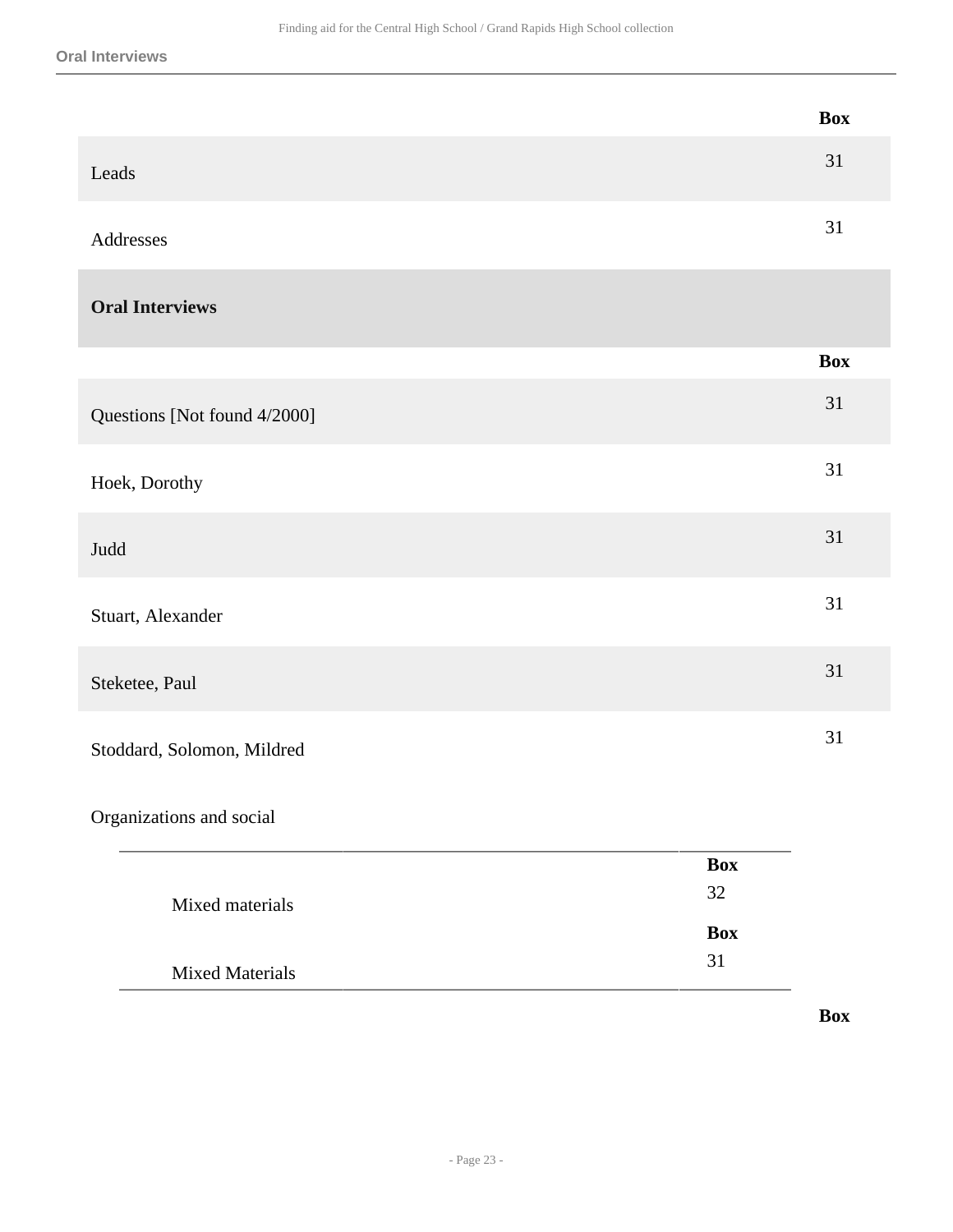| | Box |
|---|---|
| Leads | 31 |
| Addresses | 31 |

**Oral Interviews**

| | Box |
|---|---|
| Questions [Not found 4/2000] | 31 |
| Hoek, Dorothy | 31 |
| Judd | 31 |
| Stuart, Alexander | 31 |
| Steketee, Paul | 31 |
| Stoddard, Solomon, Mildred | 31 |

Organizations and social

| | Box |
|---|---|
| Mixed materials | 32 |
| Mixed Materials | 31 |

| | Box |
|---|---|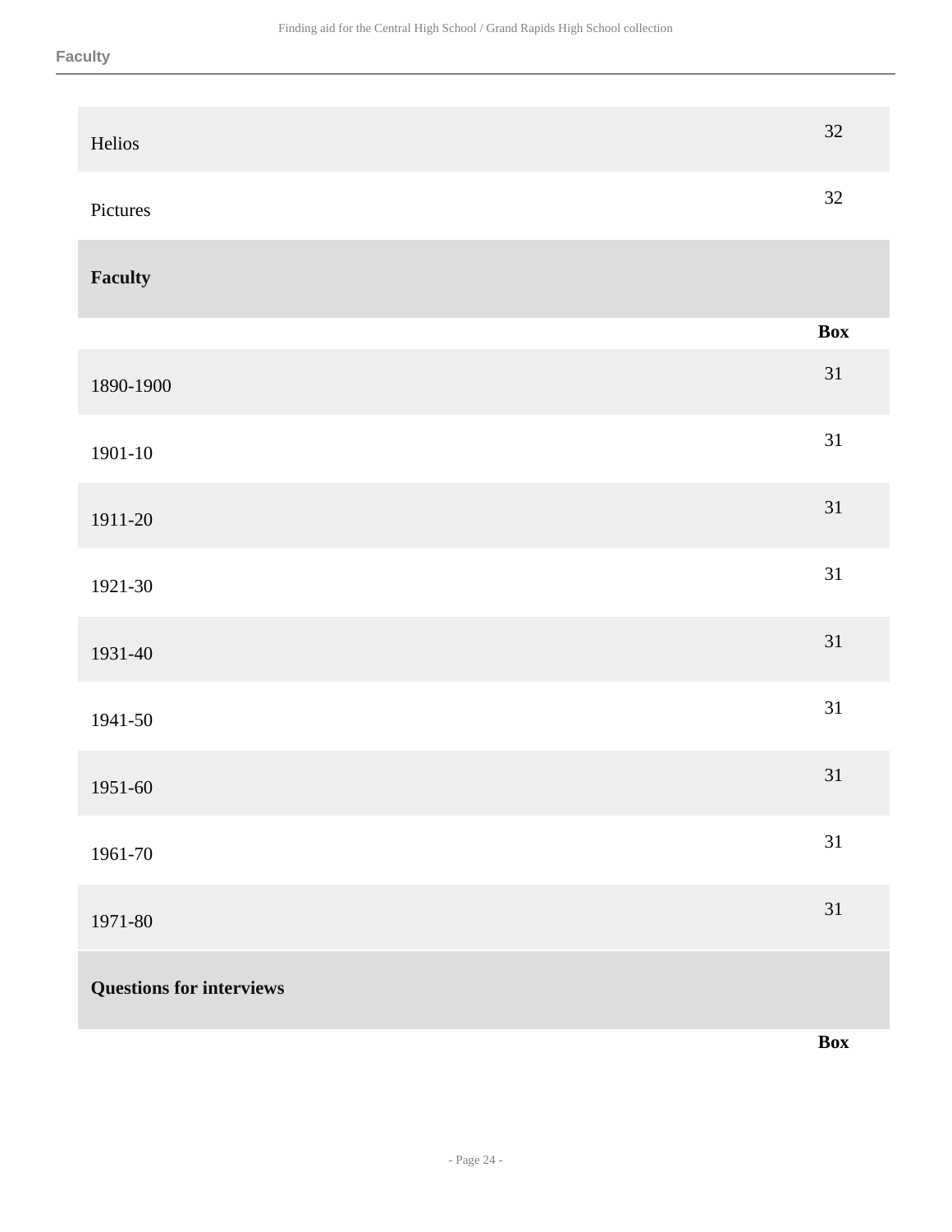| | |
|---|---|
| Helios | 32 |
| Pictures | 32 |

### Faculty

| | Box |
|---|---|
| 1890-1900 | 31 |
| 1901-10 | 31 |
| 1911-20 | 31 |
| 1921-30 | 31 |
| 1931-40 | 31 |
| 1941-50 | 31 |
| 1951-60 | 31 |
| 1961-70 | 31 |
| 1971-80 | 31 |

### Questions for interviews

| | Box |
|---|---|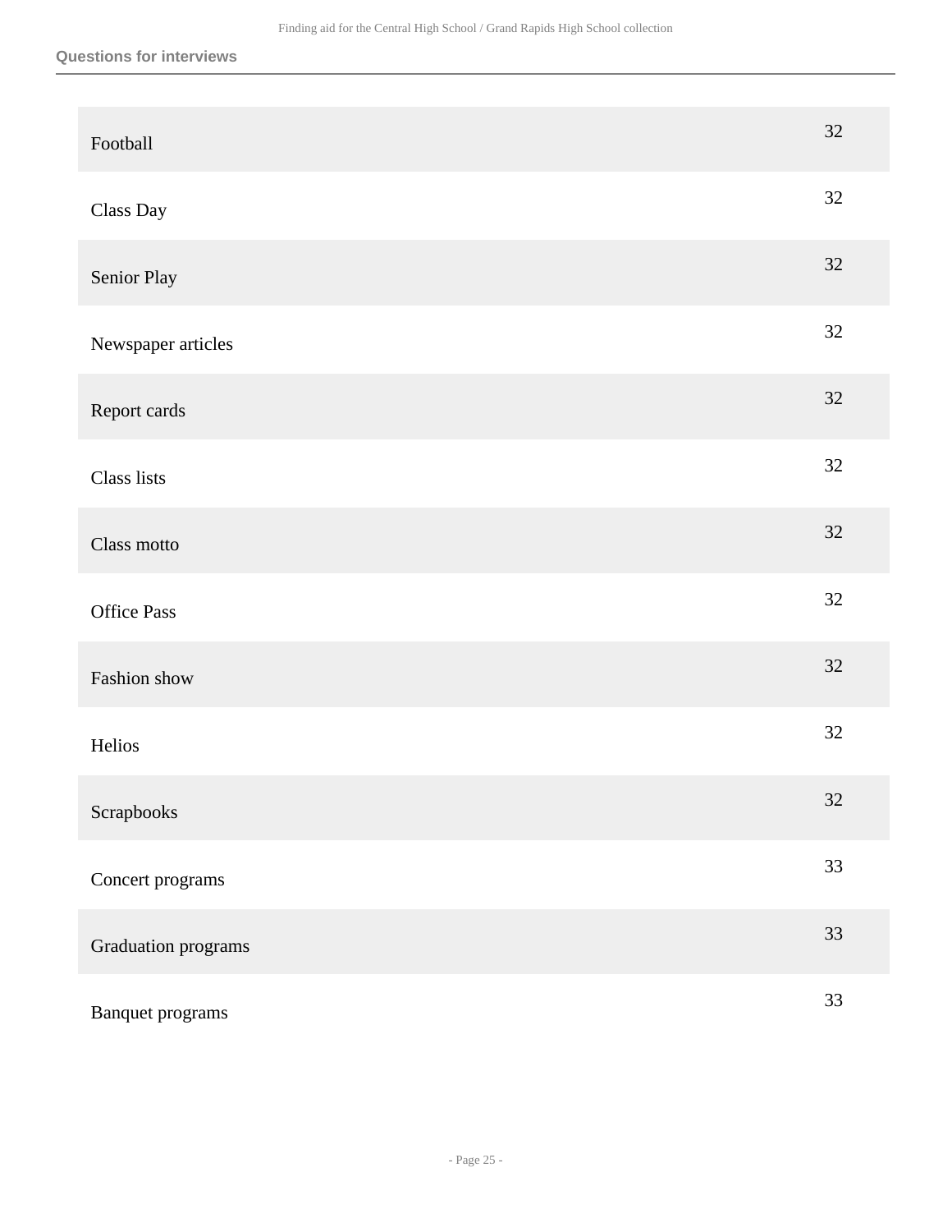| | |
|---|---|
| Football | 32 |
| Class Day | 32 |
| Senior Play | 32 |
| Newspaper articles | 32 |
| Report cards | 32 |
| Class lists | 32 |
| Class motto | 32 |
| Office Pass | 32 |
| Fashion show | 32 |
| Helios | 32 |
| Scrapbooks | 32 |
| Concert programs | 33 |
| Graduation programs | 33 |
| Banquet programs | 33 |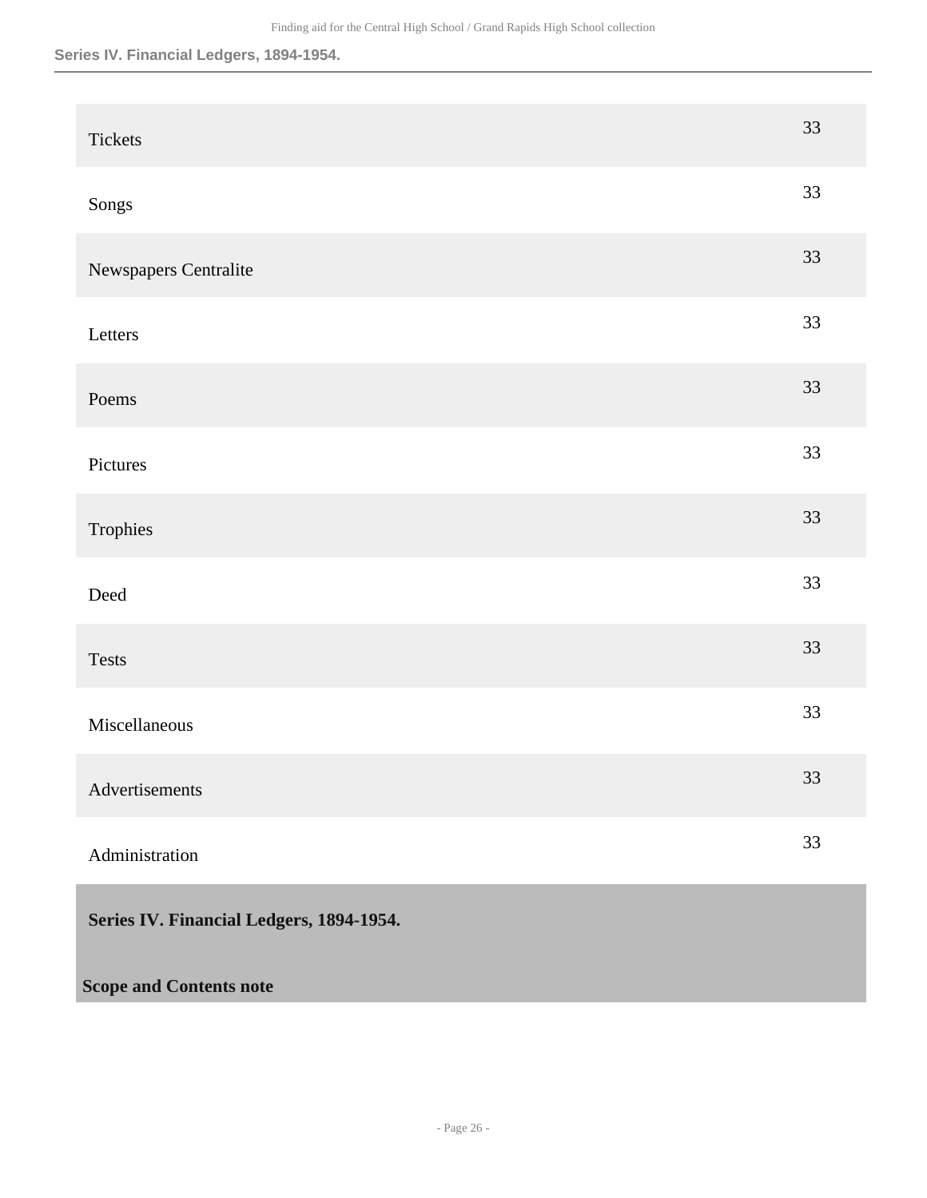| | |
|---|---|
| Tickets | 33 |
| Songs | 33 |
| Newspapers Centralite | 33 |
| Letters | 33 |
| Poems | 33 |
| Pictures | 33 |
| Trophies | 33 |
| Deed | 33 |
| Tests | 33 |
| Miscellaneous | 33 |
| Advertisements | 33 |
| Administration | 33 |

## Series IV. Financial Ledgers, 1894-1954.

**Scope and Contents note**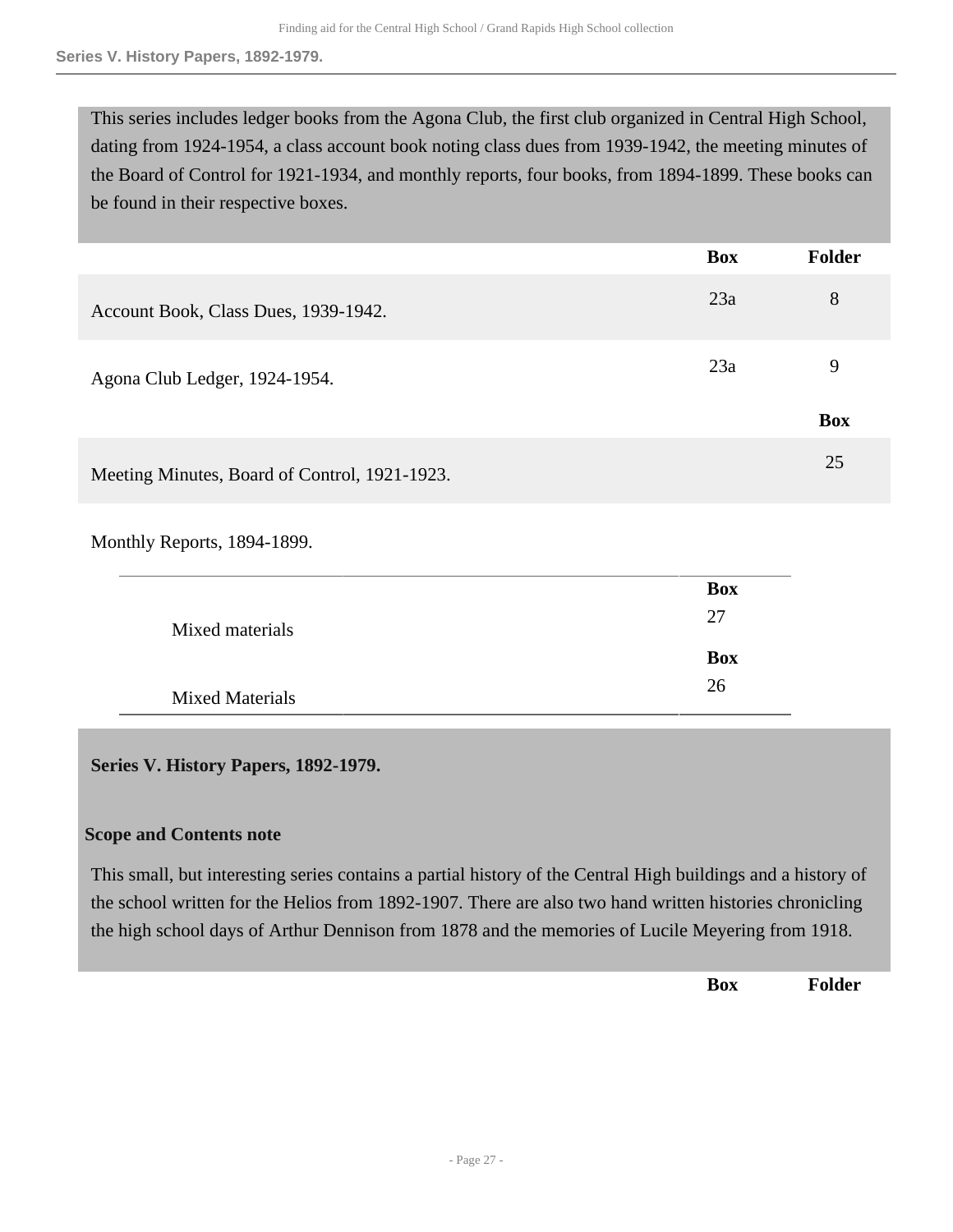This series includes ledger books from the Agona Club, the first club organized in Central High School, dating from 1924-1954, a class account book noting class dues from 1939-1942, the meeting minutes of the Board of Control for 1921-1934, and monthly reports, four books, from 1894-1899. These books can be found in their respective boxes.

| | Box | Folder |
|---|---|---|
| Account Book, Class Dues, 1939-1942. | 23a | 8 |
| Agona Club Ledger, 1924-1954. | 23a | 9 |

| | Box |
|---|---|
| Meeting Minutes, Board of Control, 1921-1923. | 25 |

Monthly Reports, 1894-1899.

| | Box |
|---|---|
| Mixed materials | 27 |
| Mixed Materials | 26 |

## Series V. History Papers, 1892-1979.

### Scope and Contents note

This small, but interesting series contains a partial history of the Central High buildings and a history of the school written for the Helios from 1892-1907. There are also two hand written histories chronicling the high school days of Arthur Dennison from 1878 and the memories of Lucile Meyering from 1918.

| | Box | Folder |
|---|---|---|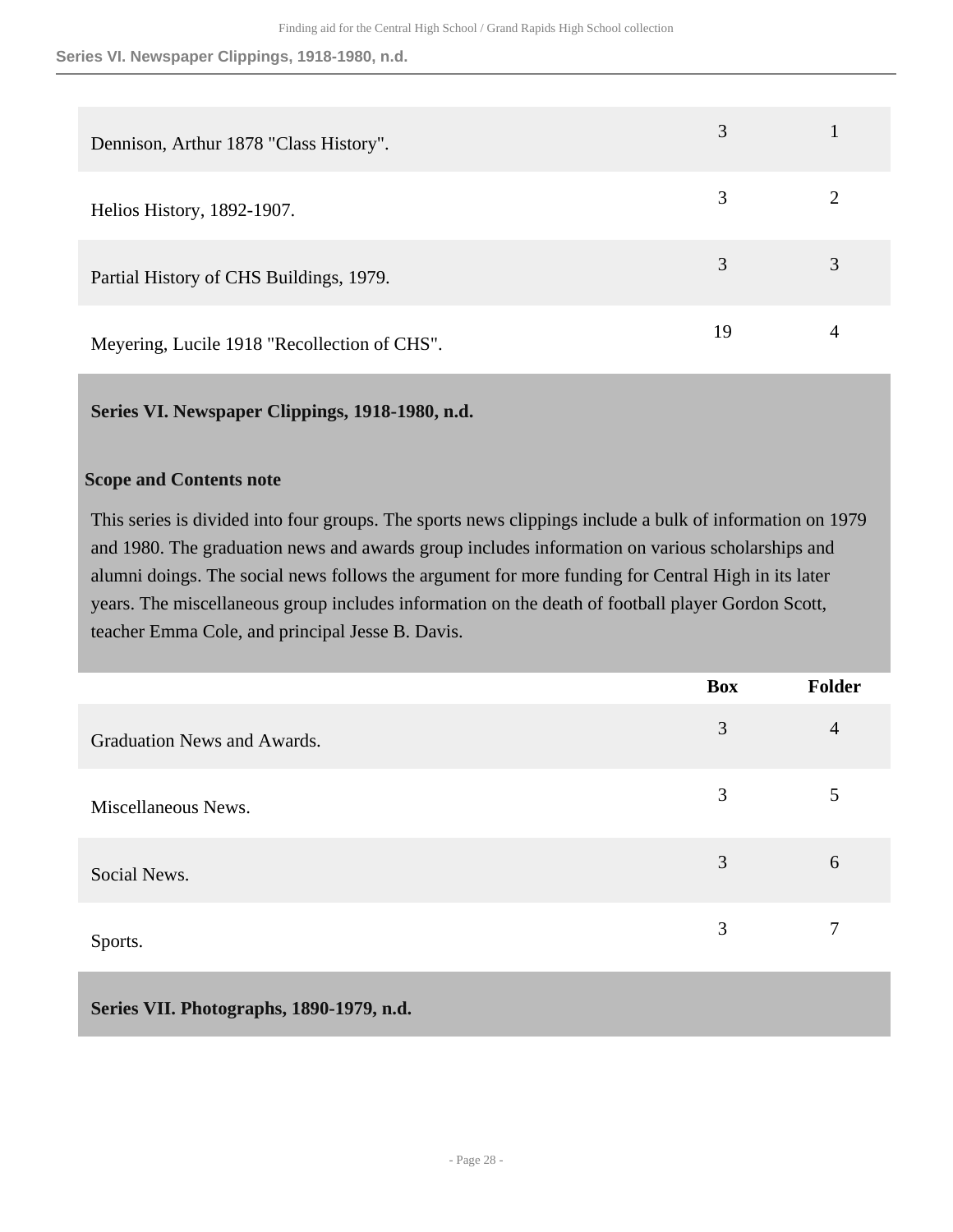| | Box | Folder |
|---|---|---|
| Dennison, Arthur 1878 "Class History". | 3 | 1 |
| Helios History, 1892-1907. | 3 | 2 |
| Partial History of CHS Buildings, 1979. | 3 | 3 |
| Meyering, Lucile 1918 "Recollection of CHS". | 19 | 4 |

## Series VI. Newspaper Clippings, 1918-1980, n.d.

**Scope and Contents note**

This series is divided into four groups. The sports news clippings include a bulk of information on 1979 and 1980. The graduation news and awards group includes information on various scholarships and alumni doings. The social news follows the argument for more funding for Central High in its later years. The miscellaneous group includes information on the death of football player Gordon Scott, teacher Emma Cole, and principal Jesse B. Davis.

| | Box | Folder |
|---|---|---|
| Graduation News and Awards. | 3 | 4 |
| Miscellaneous News. | 3 | 5 |
| Social News. | 3 | 6 |
| Sports. | 3 | 7 |

## Series VII. Photographs, 1890-1979, n.d.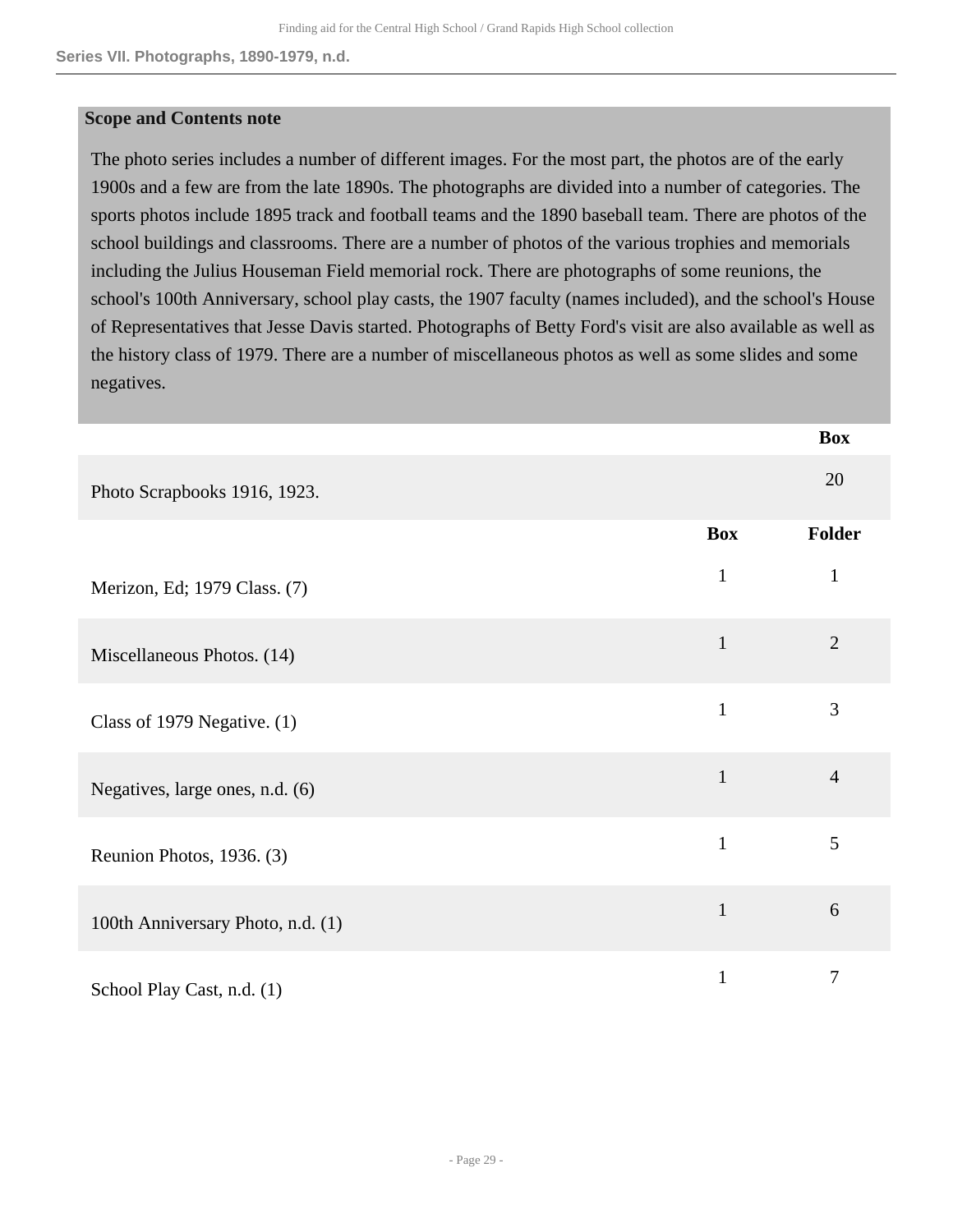## Series VII. Photographs, 1890-1979, n.d.

**Scope and Contents note**

The photo series includes a number of different images. For the most part, the photos are of the early 1900s and a few are from the late 1890s. The photographs are divided into a number of categories. The sports photos include 1895 track and football teams and the 1890 baseball team. There are photos of the school buildings and classrooms. There are a number of photos of the various trophies and memorials including the Julius Houseman Field memorial rock. There are photographs of some reunions, the school's 100th Anniversary, school play casts, the 1907 faculty (names included), and the school's House of Representatives that Jesse Davis started. Photographs of Betty Ford's visit are also available as well as the history class of 1979. There are a number of miscellaneous photos as well as some slides and some negatives.

| | Box |
|---|---|
| Photo Scrapbooks 1916, 1923. | 20 |

| | Box | Folder |
|---|---|---|
| Merizon, Ed; 1979 Class. (7) | 1 | 1 |
| Miscellaneous Photos. (14) | 1 | 2 |
| Class of 1979 Negative. (1) | 1 | 3 |
| Negatives, large ones, n.d. (6) | 1 | 4 |
| Reunion Photos, 1936. (3) | 1 | 5 |
| 100th Anniversary Photo, n.d. (1) | 1 | 6 |
| School Play Cast, n.d. (1) | 1 | 7 |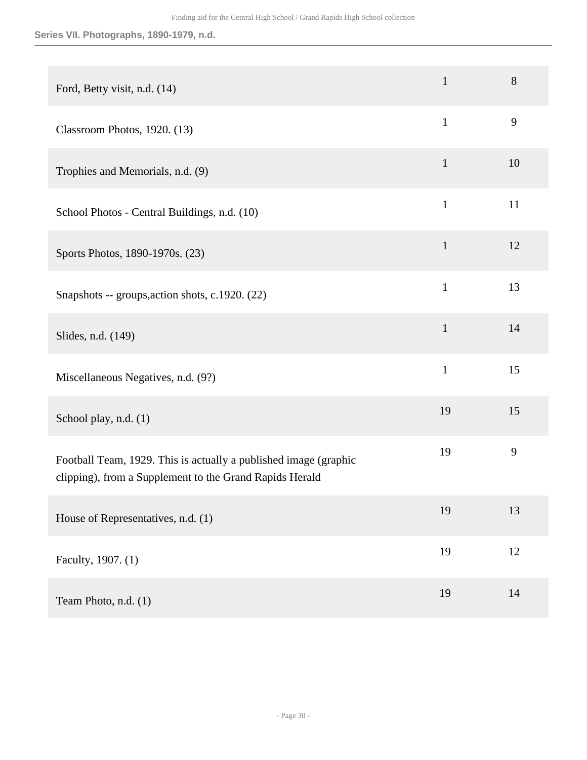**Series VII. Photographs, 1890-1979, n.d.**

| | | |
|---|---|---|
| Ford, Betty visit, n.d. (14) | 1 | 8 |
| Classroom Photos, 1920. (13) | 1 | 9 |
| Trophies and Memorials, n.d. (9) | 1 | 10 |
| School Photos - Central Buildings, n.d. (10) | 1 | 11 |
| Sports Photos, 1890-1970s. (23) | 1 | 12 |
| Snapshots -- groups,action shots, c.1920. (22) | 1 | 13 |
| Slides, n.d. (149) | 1 | 14 |
| Miscellaneous Negatives, n.d. (9?) | 1 | 15 |
| School play, n.d. (1) | 19 | 15 |
| Football Team, 1929. This is actually a published image (graphic clipping), from a Supplement to the Grand Rapids Herald | 19 | 9 |
| House of Representatives, n.d. (1) | 19 | 13 |
| Faculty, 1907. (1) | 19 | 12 |
| Team Photo, n.d. (1) | 19 | 14 |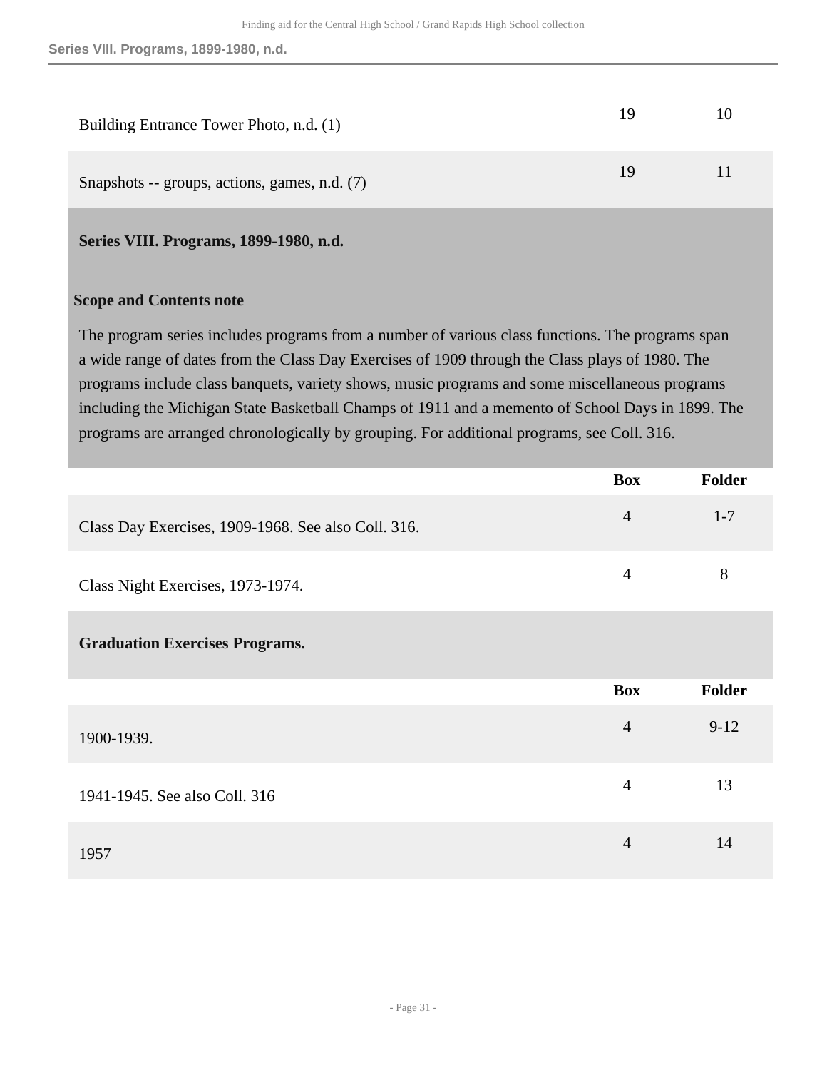| | Box | Folder |
|---|---|---|
| Building Entrance Tower Photo, n.d. (1) | 19 | 10 |
| Snapshots -- groups, actions, games, n.d. (7) | 19 | 11 |

## Series VIII. Programs, 1899-1980, n.d.

### Scope and Contents note

The program series includes programs from a number of various class functions. The programs span a wide range of dates from the Class Day Exercises of 1909 through the Class plays of 1980. The programs include class banquets, variety shows, music programs and some miscellaneous programs including the Michigan State Basketball Champs of 1911 and a memento of School Days in 1899. The programs are arranged chronologically by grouping. For additional programs, see Coll. 316.

| | Box | Folder |
|---|---|---|
| Class Day Exercises, 1909-1968. See also Coll. 316. | 4 | 1-7 |
| Class Night Exercises, 1973-1974. | 4 | 8 |

**Graduation Exercises Programs.**

| | Box | Folder |
|---|---|---|
| 1900-1939. | 4 | 9-12 |
| 1941-1945. See also Coll. 316 | 4 | 13 |
| 1957 | 4 | 14 |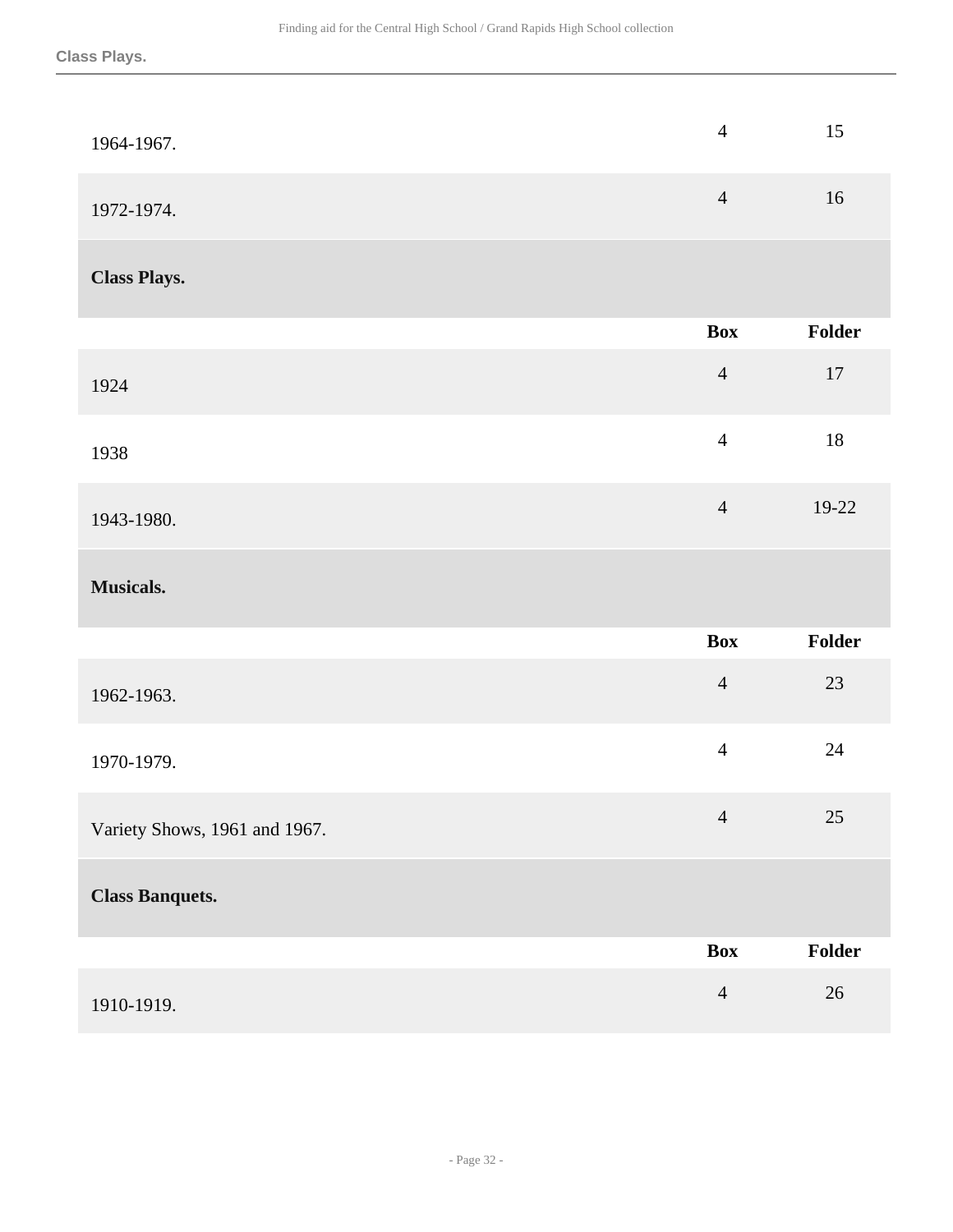| | Box | Folder |
|---|---|---|
| 1964-1967. | 4 | 15 |
| 1972-1974. | 4 | 16 |

### Class Plays.

| | Box | Folder |
|---|---|---|
| 1924 | 4 | 17 |
| 1938 | 4 | 18 |
| 1943-1980. | 4 | 19-22 |

### Musicals.

| | Box | Folder |
|---|---|---|
| 1962-1963. | 4 | 23 |
| 1970-1979. | 4 | 24 |
| Variety Shows, 1961 and 1967. | 4 | 25 |

### Class Banquets.

| | Box | Folder |
|---|---|---|
| 1910-1919. | 4 | 26 |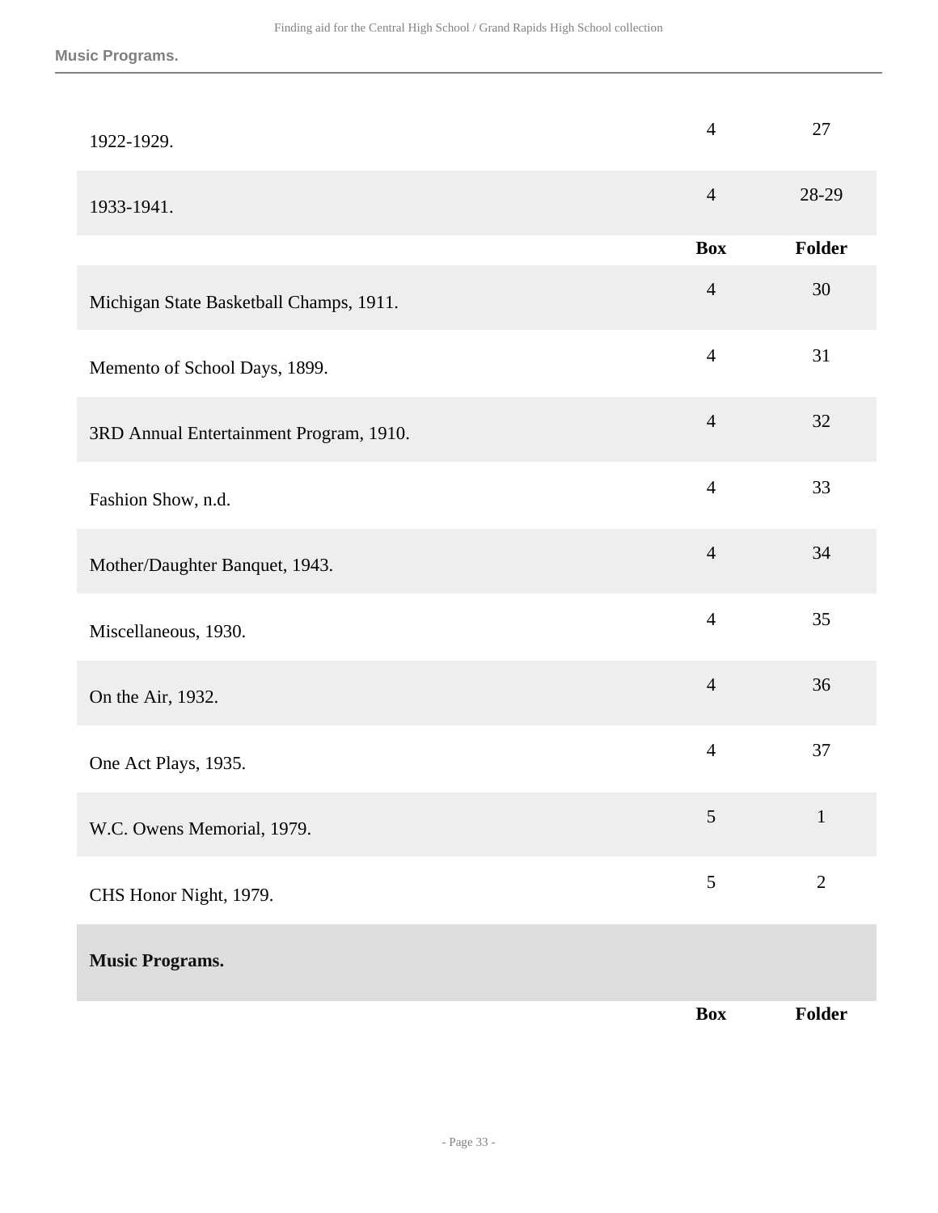| | Box | Folder |
|---|---|---|
| 1922-1929. | 4 | 27 |
| 1933-1941. | 4 | 28-29 |

| | Box | Folder |
|---|---|---|
| Michigan State Basketball Champs, 1911. | 4 | 30 |
| Memento of School Days, 1899. | 4 | 31 |
| 3RD Annual Entertainment Program, 1910. | 4 | 32 |
| Fashion Show, n.d. | 4 | 33 |
| Mother/Daughter Banquet, 1943. | 4 | 34 |
| Miscellaneous, 1930. | 4 | 35 |
| On the Air, 1932. | 4 | 36 |
| One Act Plays, 1935. | 4 | 37 |
| W.C. Owens Memorial, 1979. | 5 | 1 |
| CHS Honor Night, 1979. | 5 | 2 |

**Music Programs.**

| | Box | Folder |
|---|---|---|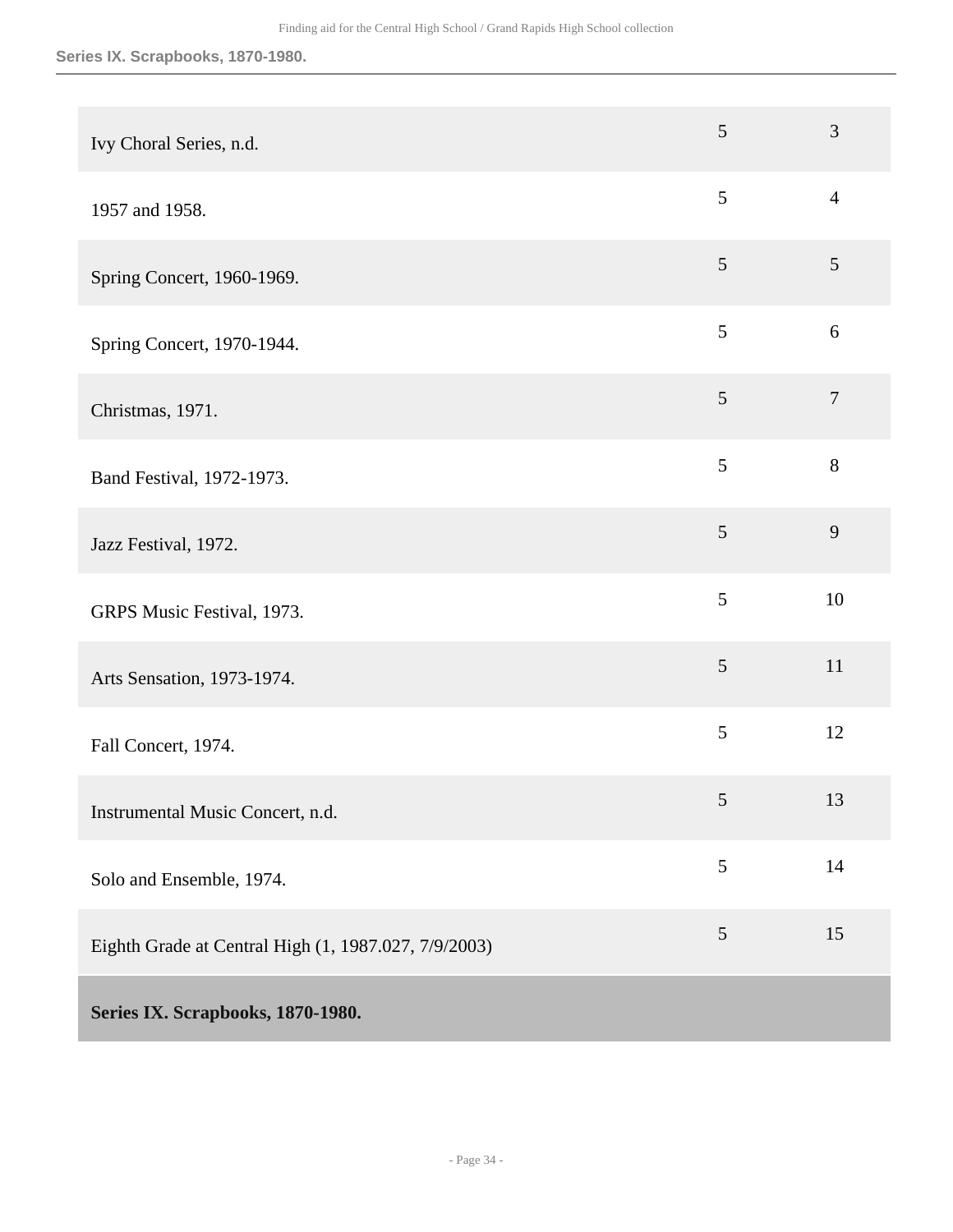| | | |
|---|---|---|
| Ivy Choral Series, n.d. | 5 | 3 |
| 1957 and 1958. | 5 | 4 |
| Spring Concert, 1960-1969. | 5 | 5 |
| Spring Concert, 1970-1944. | 5 | 6 |
| Christmas, 1971. | 5 | 7 |
| Band Festival, 1972-1973. | 5 | 8 |
| Jazz Festival, 1972. | 5 | 9 |
| GRPS Music Festival, 1973. | 5 | 10 |
| Arts Sensation, 1973-1974. | 5 | 11 |
| Fall Concert, 1974. | 5 | 12 |
| Instrumental Music Concert, n.d. | 5 | 13 |
| Solo and Ensemble, 1974. | 5 | 14 |
| Eighth Grade at Central High (1, 1987.027, 7/9/2003) | 5 | 15 |
| **Series IX. Scrapbooks, 1870-1980.** | | |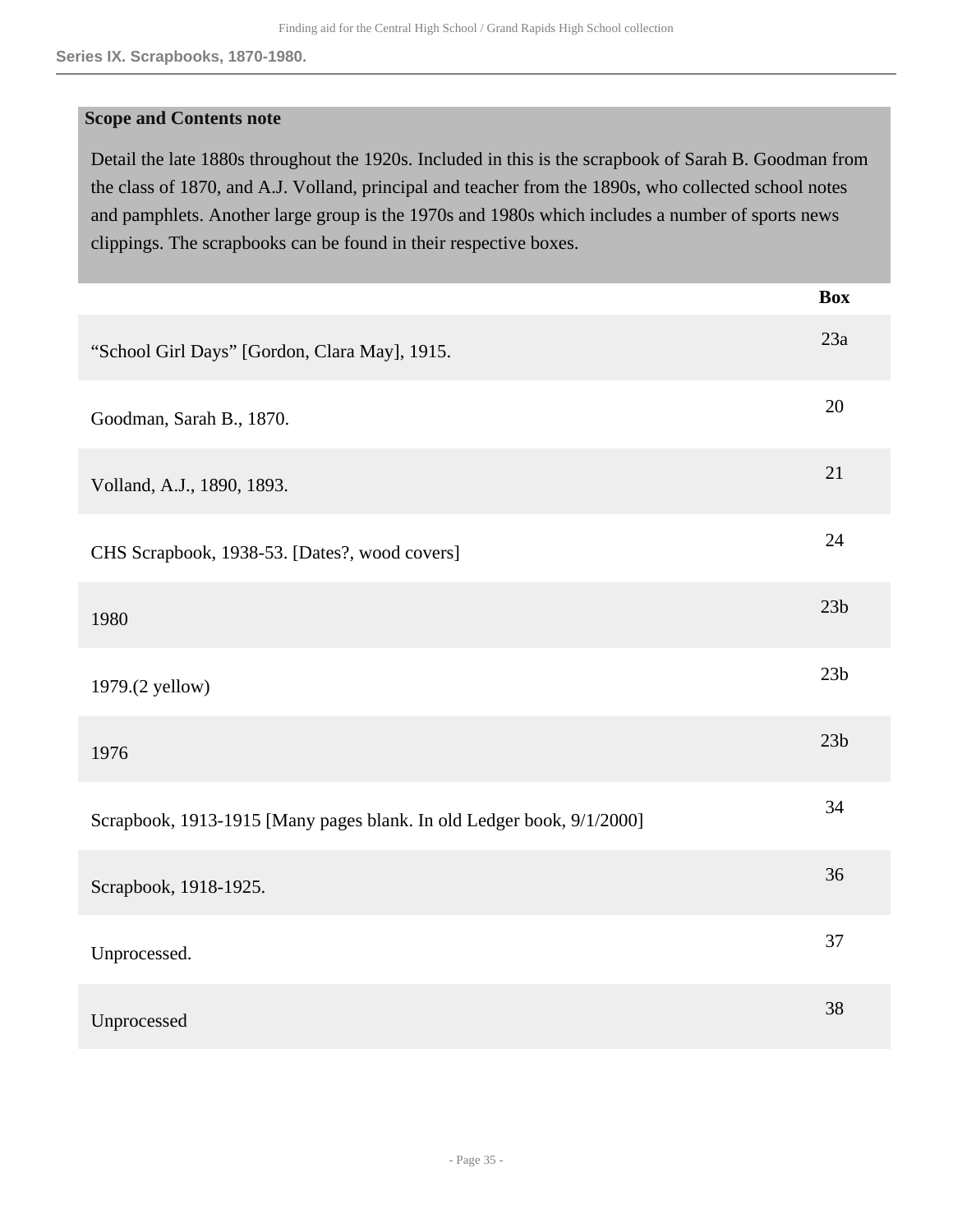**Series IX. Scrapbooks, 1870-1980.**

**Scope and Contents note**

Detail the late 1880s throughout the 1920s. Included in this is the scrapbook of Sarah B. Goodman from the class of 1870, and A.J. Volland, principal and teacher from the 1890s, who collected school notes and pamphlets. Another large group is the 1970s and 1980s which includes a number of sports news clippings. The scrapbooks can be found in their respective boxes.

| | Box |
|---|---|
| “School Girl Days” [Gordon, Clara May], 1915. | 23a |
| Goodman, Sarah B., 1870. | 20 |
| Volland, A.J., 1890, 1893. | 21 |
| CHS Scrapbook, 1938-53. [Dates?, wood covers] | 24 |
| 1980 | 23b |
| 1979.(2 yellow) | 23b |
| 1976 | 23b |
| Scrapbook, 1913-1915 [Many pages blank. In old Ledger book, 9/1/2000] | 34 |
| Scrapbook, 1918-1925. | 36 |
| Unprocessed. | 37 |
| Unprocessed | 38 |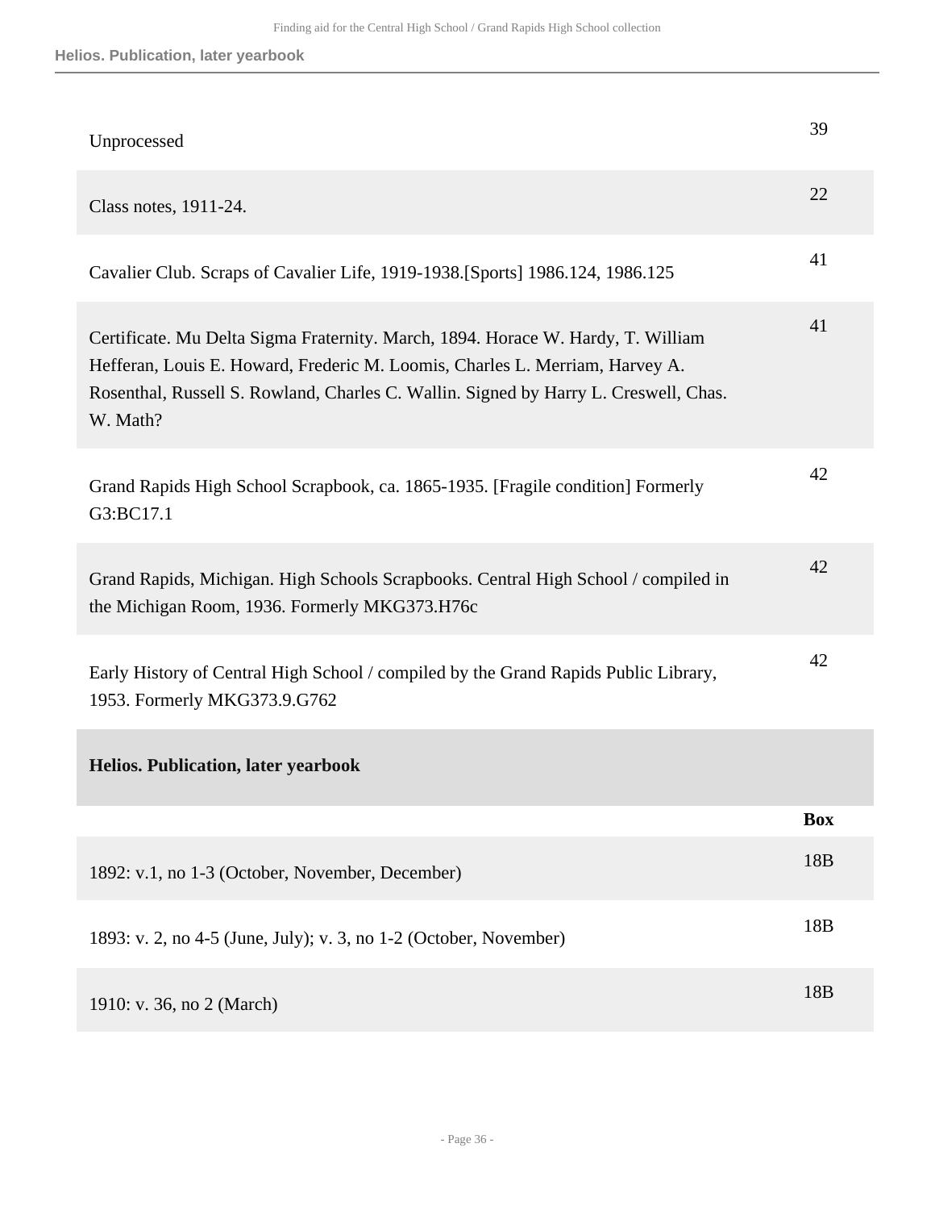| | |
|---|---|
| Unprocessed | 39 |
| Class notes, 1911-24. | 22 |
| Cavalier Club. Scraps of Cavalier Life, 1919-1938.[Sports] 1986.124, 1986.125 | 41 |
| Certificate. Mu Delta Sigma Fraternity. March, 1894. Horace W. Hardy, T. William Hefferan, Louis E. Howard, Frederic M. Loomis, Charles L. Merriam, Harvey A. Rosenthal, Russell S. Rowland, Charles C. Wallin. Signed by Harry L. Creswell, Chas. W. Math? | 41 |
| Grand Rapids High School Scrapbook, ca. 1865-1935. [Fragile condition] Formerly G3:BC17.1 | 42 |
| Grand Rapids, Michigan. High Schools Scrapbooks. Central High School / compiled in the Michigan Room, 1936. Formerly MKG373.H76c | 42 |
| Early History of Central High School / compiled by the Grand Rapids Public Library, 1953. Formerly MKG373.9.G762 | 42 |

### Helios. Publication, later yearbook

| | Box |
|---|---|
| 1892: v.1, no 1-3 (October, November, December) | 18B |
| 1893: v. 2, no 4-5 (June, July); v. 3, no 1-2 (October, November) | 18B |
| 1910: v. 36, no 2 (March) | 18B |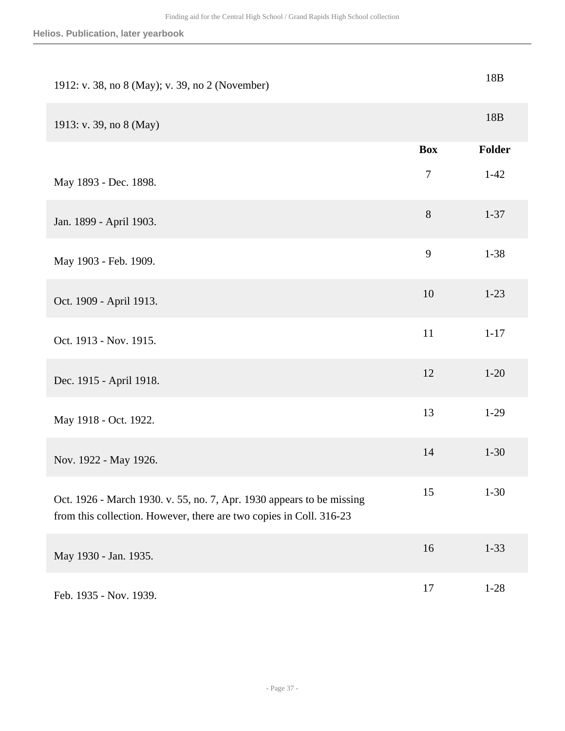| | | |
|---|---|---|
| 1912: v. 38, no 8 (May); v. 39, no 2 (November) | | 18B |
| 1913: v. 39, no 8 (May) | | 18B |

| | Box | Folder |
|---|---|---|
| May 1893 - Dec. 1898. | 7 | 1-42 |
| Jan. 1899 - April 1903. | 8 | 1-37 |
| May 1903 - Feb. 1909. | 9 | 1-38 |
| Oct. 1909 - April 1913. | 10 | 1-23 |
| Oct. 1913 - Nov. 1915. | 11 | 1-17 |
| Dec. 1915 - April 1918. | 12 | 1-20 |
| May 1918 - Oct. 1922. | 13 | 1-29 |
| Nov. 1922 - May 1926. | 14 | 1-30 |
| Oct. 1926 - March 1930. v. 55, no. 7, Apr. 1930 appears to be missing from this collection. However, there are two copies in Coll. 316-23 | 15 | 1-30 |
| May 1930 - Jan. 1935. | 16 | 1-33 |
| Feb. 1935 - Nov. 1939. | 17 | 1-28 |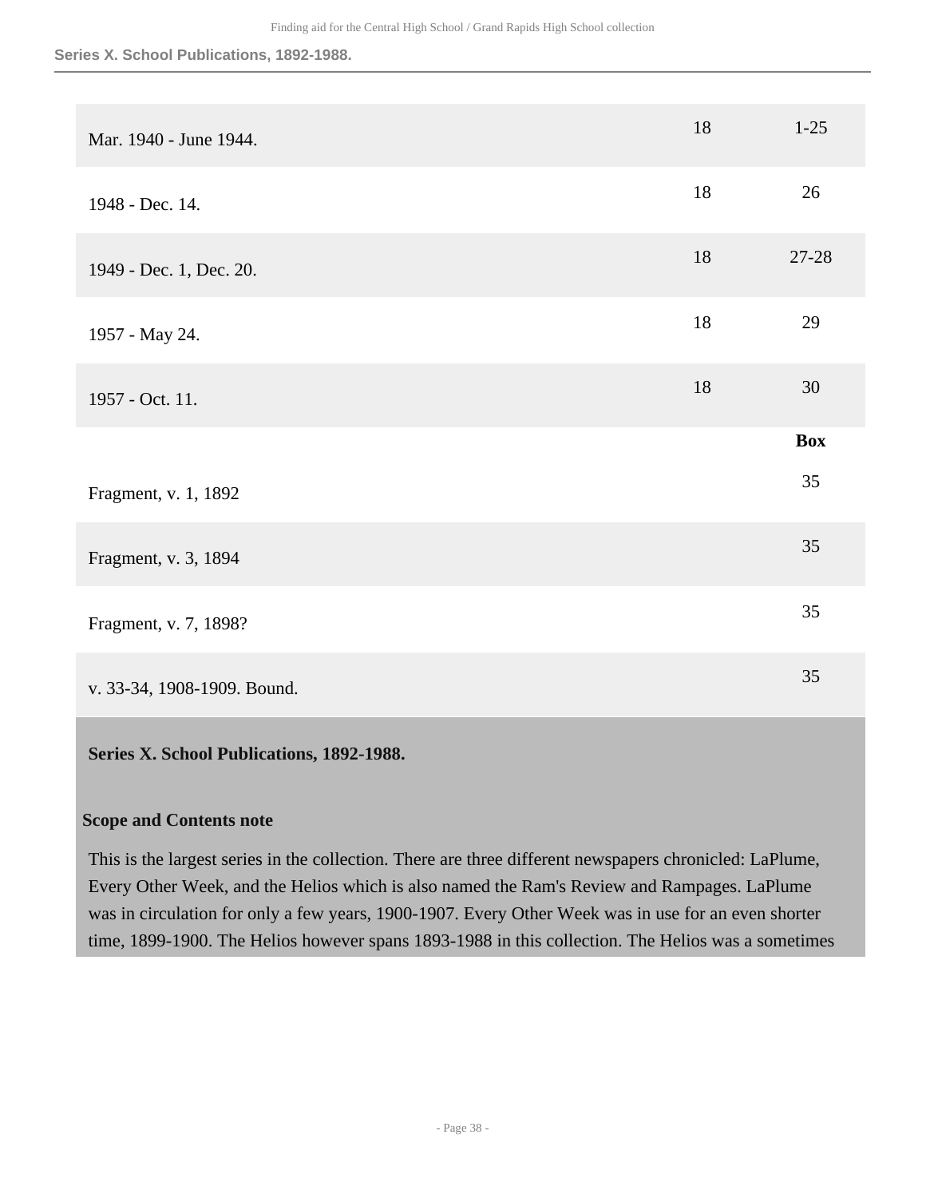| | | |
|---|---|---|
| Mar. 1940 - June 1944. | 18 | 1-25 |
| 1948 - Dec. 14. | 18 | 26 |
| 1949 - Dec. 1, Dec. 20. | 18 | 27-28 |
| 1957 - May 24. | 18 | 29 |
| 1957 - Oct. 11. | 18 | 30 |

| | Box |
|---|---|
| Fragment, v. 1, 1892 | 35 |
| Fragment, v. 3, 1894 | 35 |
| Fragment, v. 7, 1898? | 35 |
| v. 33-34, 1908-1909. Bound. | 35 |

## Series X. School Publications, 1892-1988.

### Scope and Contents note

This is the largest series in the collection. There are three different newspapers chronicled: LaPlume, Every Other Week, and the Helios which is also named the Ram's Review and Rampages. LaPlume was in circulation for only a few years, 1900-1907. Every Other Week was in use for an even shorter time, 1899-1900. The Helios however spans 1893-1988 in this collection. The Helios was a sometimes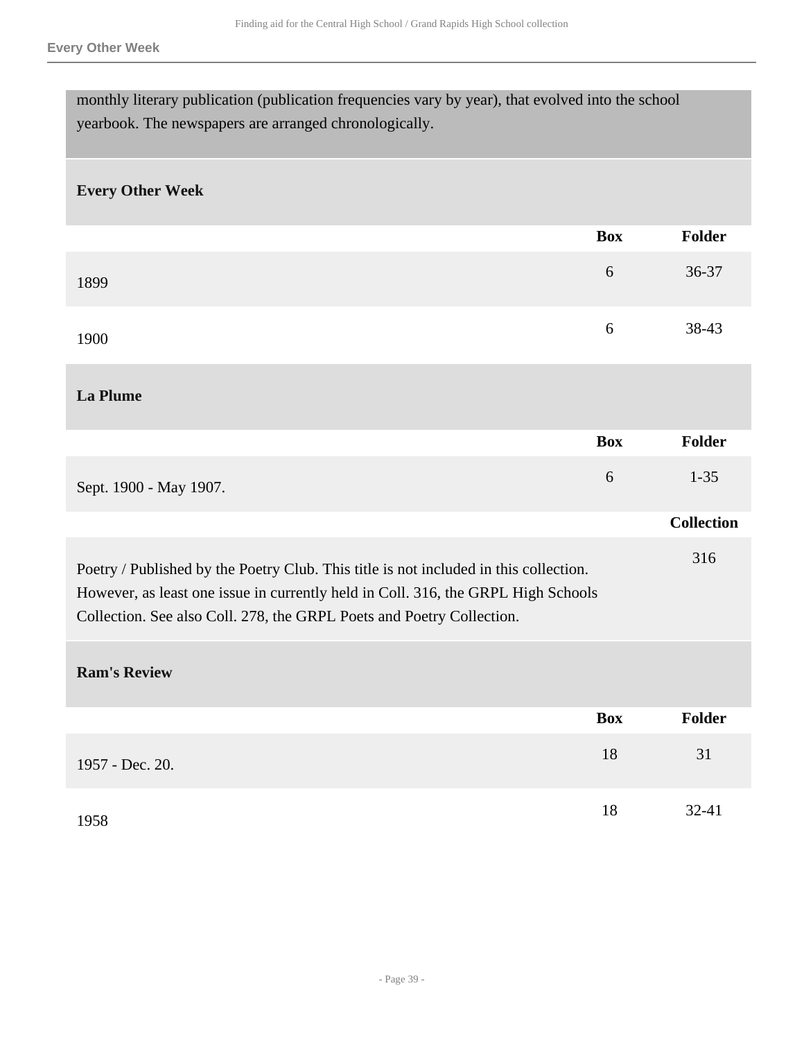monthly literary publication (publication frequencies vary by year), that evolved into the school yearbook. The newspapers are arranged chronologically.

### Every Other Week

| | Box | Folder |
|---|---|---|
| 1899 | 6 | 36-37 |
| 1900 | 6 | 38-43 |

### La Plume

| | Box | Folder |
|---|---|---|
| Sept. 1900 - May 1907. | 6 | 1-35 |

| | Collection |
|---|---|
| Poetry / Published by the Poetry Club. This title is not included in this collection. However, as least one issue in currently held in Coll. 316, the GRPL High Schools Collection. See also Coll. 278, the GRPL Poets and Poetry Collection. | 316 |

### Ram's Review

| | Box | Folder |
|---|---|---|
| 1957 - Dec. 20. | 18 | 31 |
| 1958 | 18 | 32-41 |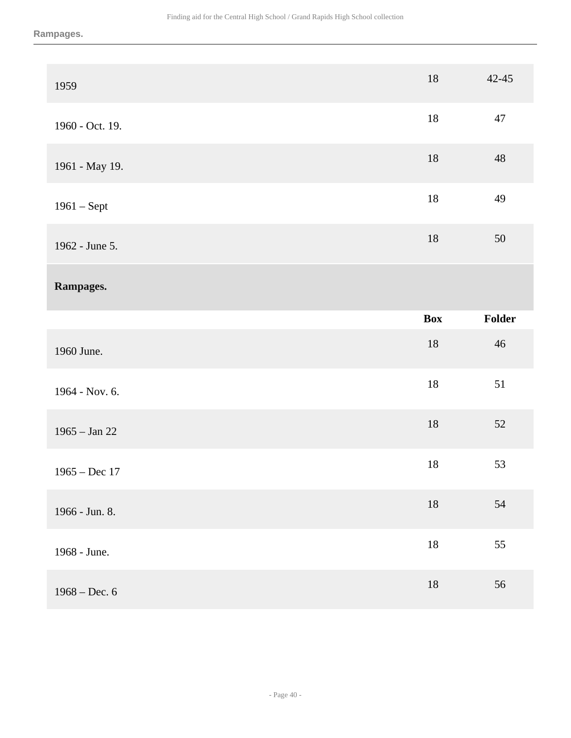| | Box | Folder |
|---|---|---|
| 1959 | 18 | 42-45 |
| 1960 - Oct. 19. | 18 | 47 |
| 1961 - May 19. | 18 | 48 |
| 1961 – Sept | 18 | 49 |
| 1962 - June 5. | 18 | 50 |

**Rampages.**

| | Box | Folder |
|---|---|---|
| 1960 June. | 18 | 46 |
| 1964 - Nov. 6. | 18 | 51 |
| 1965 – Jan 22 | 18 | 52 |
| 1965 – Dec 17 | 18 | 53 |
| 1966 - Jun. 8. | 18 | 54 |
| 1968 - June. | 18 | 55 |
| 1968 – Dec. 6 | 18 | 56 |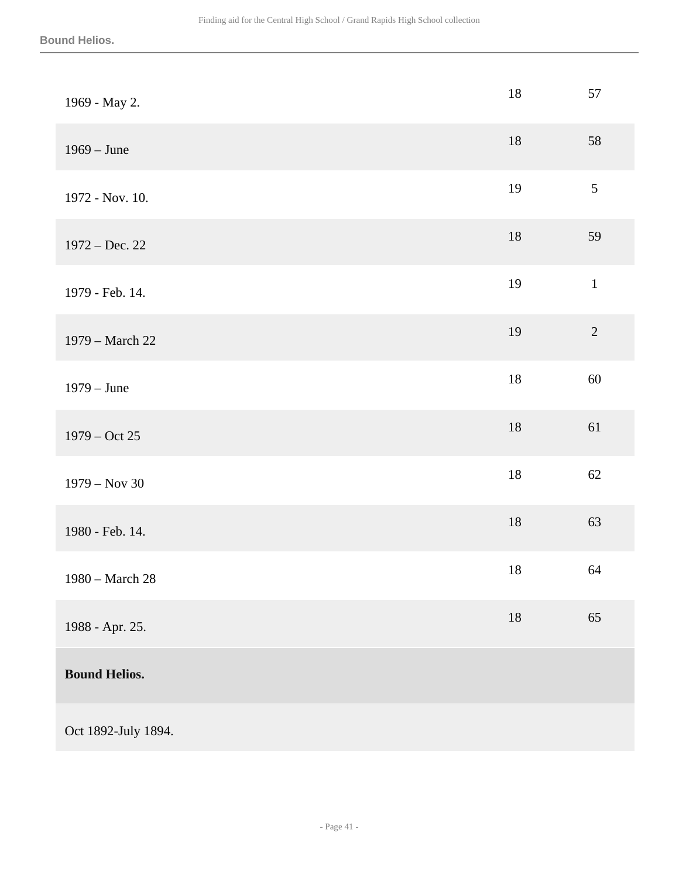| | | |
|---|---|---|
| 1969 - May 2. | 18 | 57 |
| 1969 – June | 18 | 58 |
| 1972 - Nov. 10. | 19 | 5 |
| 1972 – Dec. 22 | 18 | 59 |
| 1979 - Feb. 14. | 19 | 1 |
| 1979 – March 22 | 19 | 2 |
| 1979 – June | 18 | 60 |
| 1979 – Oct 25 | 18 | 61 |
| 1979 – Nov 30 | 18 | 62 |
| 1980 - Feb. 14. | 18 | 63 |
| 1980 – March 28 | 18 | 64 |
| 1988 - Apr. 25. | 18 | 65 |

**Bound Helios.**

Oct 1892-July 1894.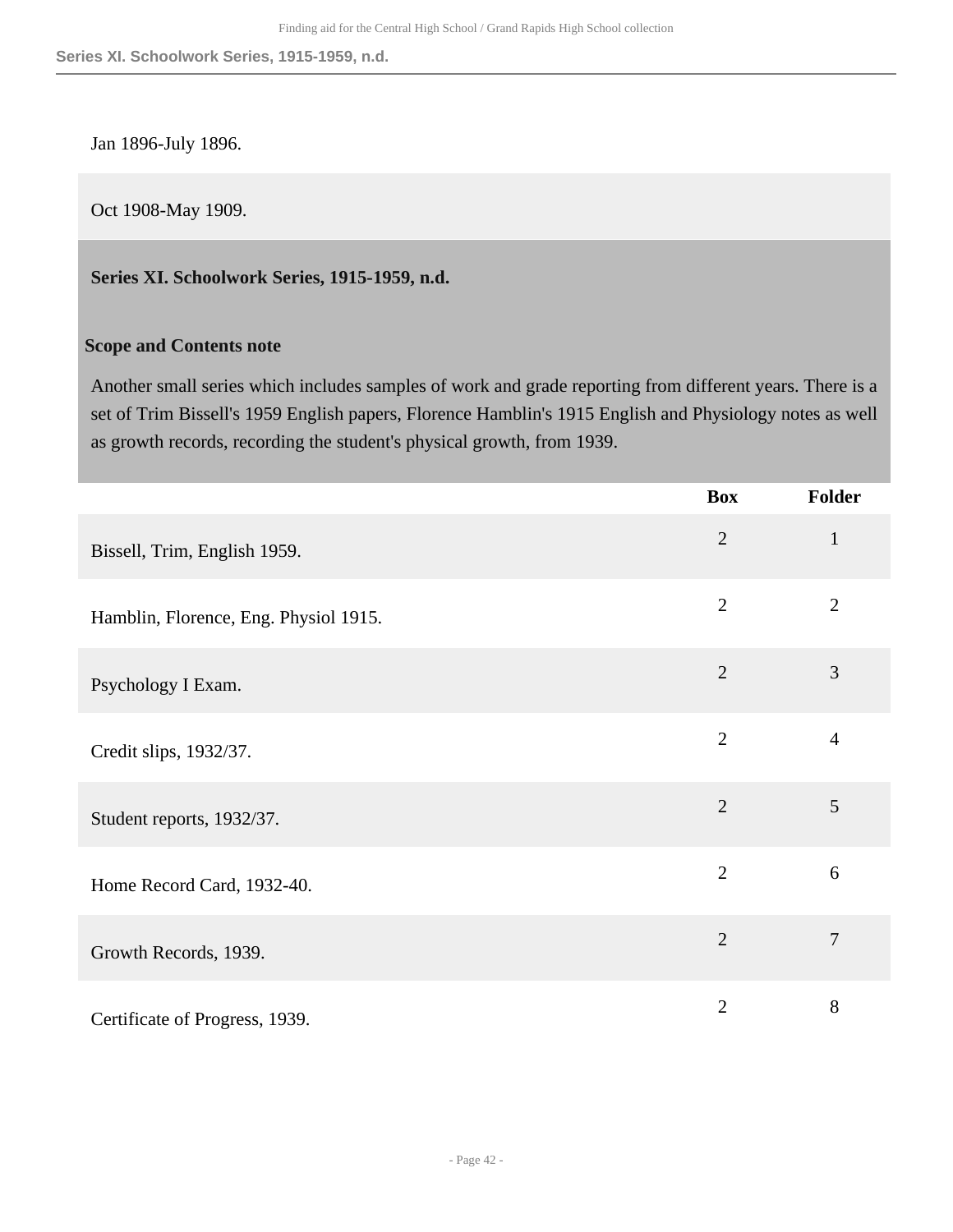Jan 1896-July 1896.

Oct 1908-May 1909.

## Series XI. Schoolwork Series, 1915-1959, n.d.

### Scope and Contents note

Another small series which includes samples of work and grade reporting from different years. There is a set of Trim Bissell's 1959 English papers, Florence Hamblin's 1915 English and Physiology notes as well as growth records, recording the student's physical growth, from 1939.

| | Box | Folder |
|---|---|---|
| Bissell, Trim, English 1959. | 2 | 1 |
| Hamblin, Florence, Eng. Physiol 1915. | 2 | 2 |
| Psychology I Exam. | 2 | 3 |
| Credit slips, 1932/37. | 2 | 4 |
| Student reports, 1932/37. | 2 | 5 |
| Home Record Card, 1932-40. | 2 | 6 |
| Growth Records, 1939. | 2 | 7 |
| Certificate of Progress, 1939. | 2 | 8 |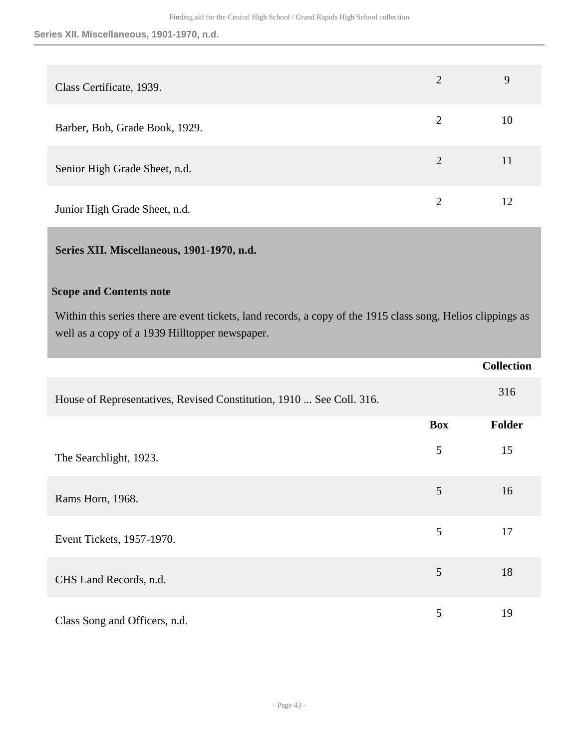| | | |
|---|---|---|
| Class Certificate, 1939. | 2 | 9 |
| Barber, Bob, Grade Book, 1929. | 2 | 10 |
| Senior High Grade Sheet, n.d. | 2 | 11 |
| Junior High Grade Sheet, n.d. | 2 | 12 |

## Series XII. Miscellaneous, 1901-1970, n.d.

### Scope and Contents note

Within this series there are event tickets, land records, a copy of the 1915 class song, Helios clippings as well as a copy of a 1939 Hilltopper newspaper.

| | | Collection |
|---|---|---|
| House of Representatives, Revised Constitution, 1910 ... See Coll. 316. | | 316 |

| | Box | Folder |
|---|---|---|
| The Searchlight, 1923. | 5 | 15 |
| Rams Horn, 1968. | 5 | 16 |
| Event Tickets, 1957-1970. | 5 | 17 |
| CHS Land Records, n.d. | 5 | 18 |
| Class Song and Officers, n.d. | 5 | 19 |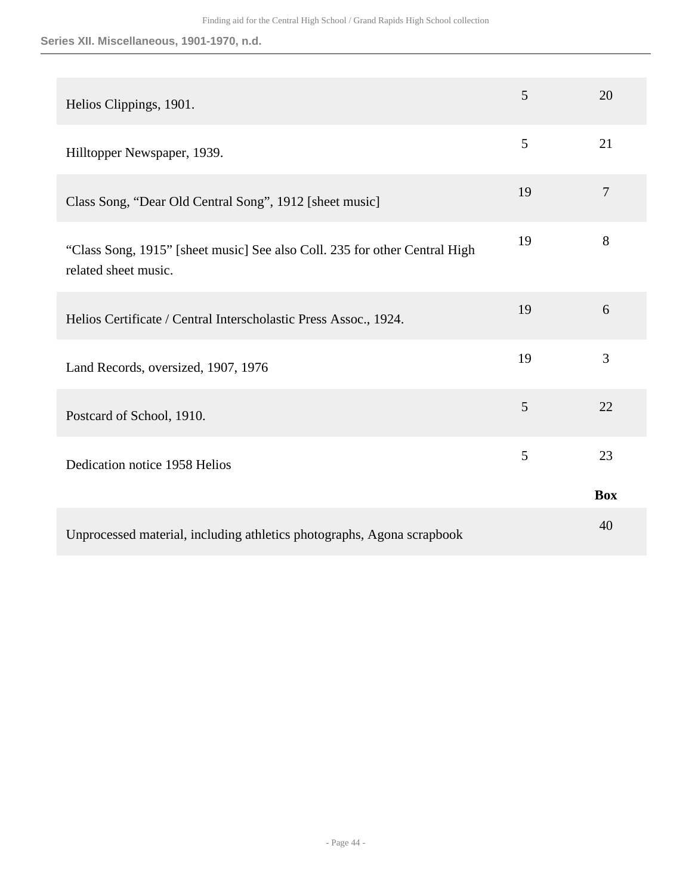| | | |
|---|---|---|
| Helios Clippings, 1901. | 5 | 20 |
| Hilltopper Newspaper, 1939. | 5 | 21 |
| Class Song, "Dear Old Central Song", 1912 [sheet music] | 19 | 7 |
| "Class Song, 1915" [sheet music] See also Coll. 235 for other Central High related sheet music. | 19 | 8 |
| Helios Certificate / Central Interscholastic Press Assoc., 1924. | 19 | 6 |
| Land Records, oversized, 1907, 1976 | 19 | 3 |
| Postcard of School, 1910. | 5 | 22 |
| Dedication notice 1958 Helios | 5 | 23 |

| | **Box** |
|---|---|
| Unprocessed material, including athletics photographs, Agona scrapbook | 40 |